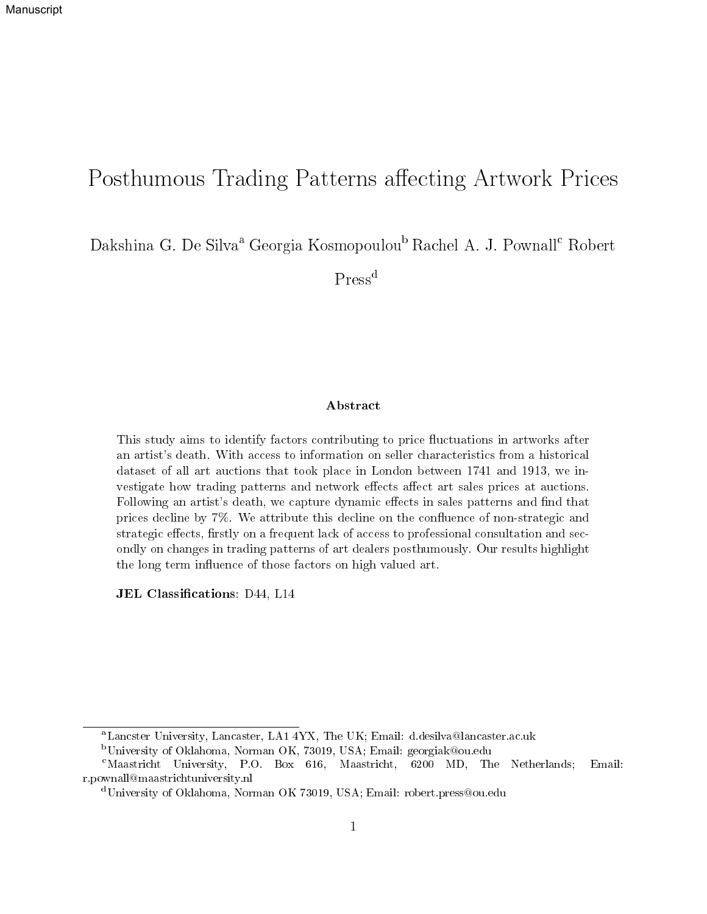# Posthumous Trading Patterns affecting Artwork Prices

Dakshina G. De Silva[a] Georgia Kosmopoulou[b] Rachel A. J. Pownall[c] Robert Press[d]

### Abstract

This study aims to identify factors contributing to price fluctuations in artworks after an artist's death. With access to information on seller characteristics from a historical dataset of all art auctions that took place in London between 1741 and 1913, we investigate how trading patterns and network effects affect art sales prices at auctions. Following an artist's death, we capture dynamic effects in sales patterns and find that prices decline by 7%. We attribute this decline on the confluence of non-strategic and strategic effects, firstly on a frequent lack of access to professional consultation and secondly on changes in trading patterns of art dealers posthumously. Our results highlight the long term influence of those factors on high valued art.

**JEL Classifications**: D44, L14

---

[a] Lancster University, Lancaster, LA1 4YX, The UK; Email: d.desilva@lancaster.ac.uk

[b] University of Oklahoma, Norman OK, 73019, USA; Email: georgiak@ou.edu

[c] Maastricht University, P.O. Box 616, Maastricht, 6200 MD, The Netherlands; Email: r.pownall@maastrichtuniversity.nl

[d] University of Oklahoma, Norman OK 73019, USA; Email: robert.press@ou.edu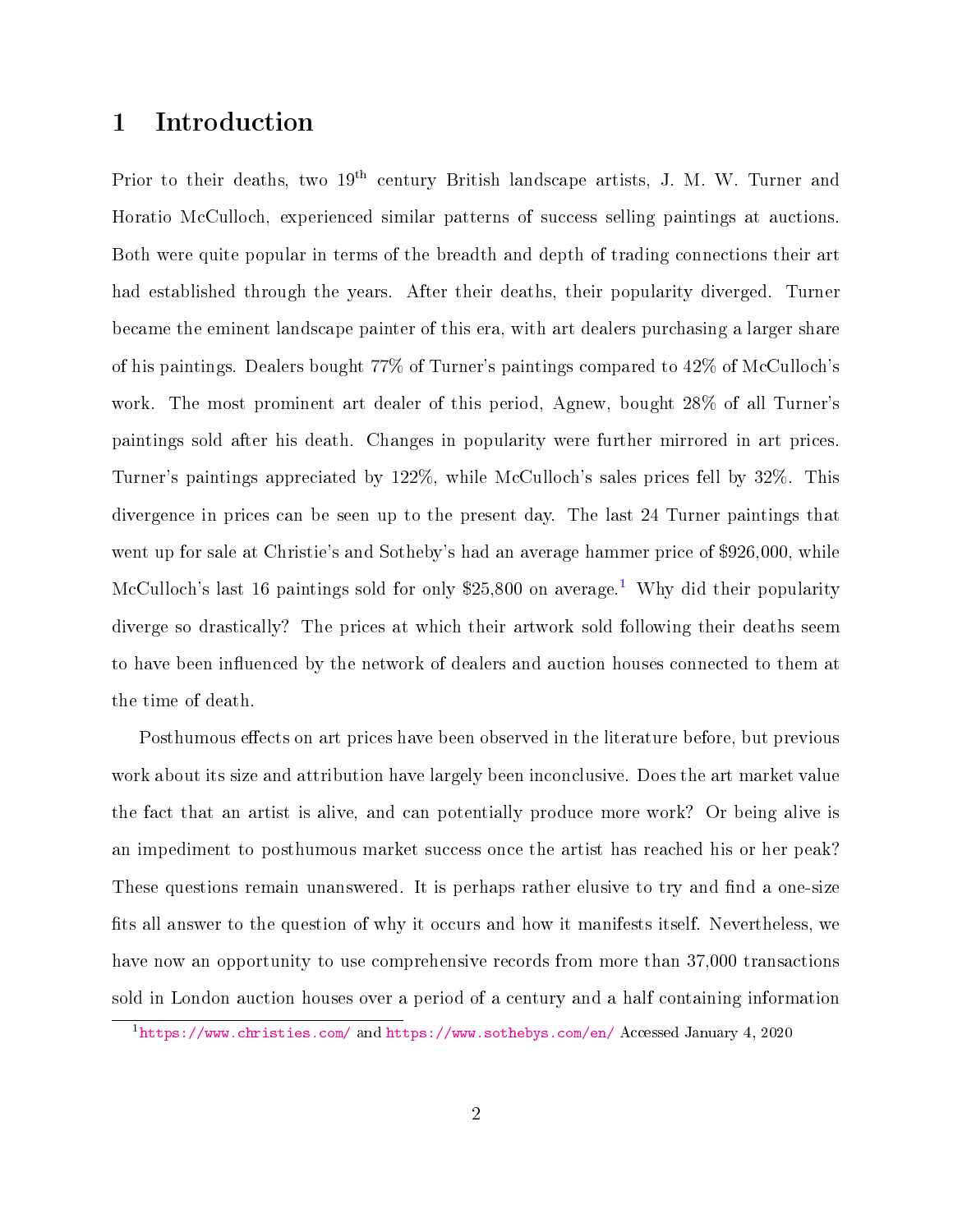# 1 Introduction

Prior to their deaths, two $19^{\text{th}}$ century British landscape artists, J. M. W. Turner and Horatio McCulloch, experienced similar patterns of success selling paintings at auctions. Both were quite popular in terms of the breadth and depth of trading connections their art had established through the years. After their deaths, their popularity diverged. Turner became the eminent landscape painter of this era, with art dealers purchasing a larger share of his paintings. Dealers bought 77% of Turner's paintings compared to 42% of McCulloch's work. The most prominent art dealer of this period, Agnew, bought 28% of all Turner's paintings sold after his death. Changes in popularity were further mirrored in art prices. Turner's paintings appreciated by 122%, while McCulloch's sales prices fell by 32%. This divergence in prices can be seen up to the present day. The last 24 Turner paintings that went up for sale at Christie's and Sotheby's had an average hammer price of $926,000, while McCulloch's last 16 paintings sold for only $25,800 on average.[1] Why did their popularity diverge so drastically? The prices at which their artwork sold following their deaths seem to have been influenced by the network of dealers and auction houses connected to them at the time of death.

Posthumous effects on art prices have been observed in the literature before, but previous work about its size and attribution have largely been inconclusive. Does the art market value the fact that an artist is alive, and can potentially produce more work? Or being alive is an impediment to posthumous market success once the artist has reached his or her peak? These questions remain unanswered. It is perhaps rather elusive to try and find a one-size fits all answer to the question of why it occurs and how it manifests itself. Nevertheless, we have now an opportunity to use comprehensive records from more than 37,000 transactions sold in London auction houses over a period of a century and a half containing information

[1] https://www.christies.com/ and https://www.sothebys.com/en/ Accessed January 4, 2020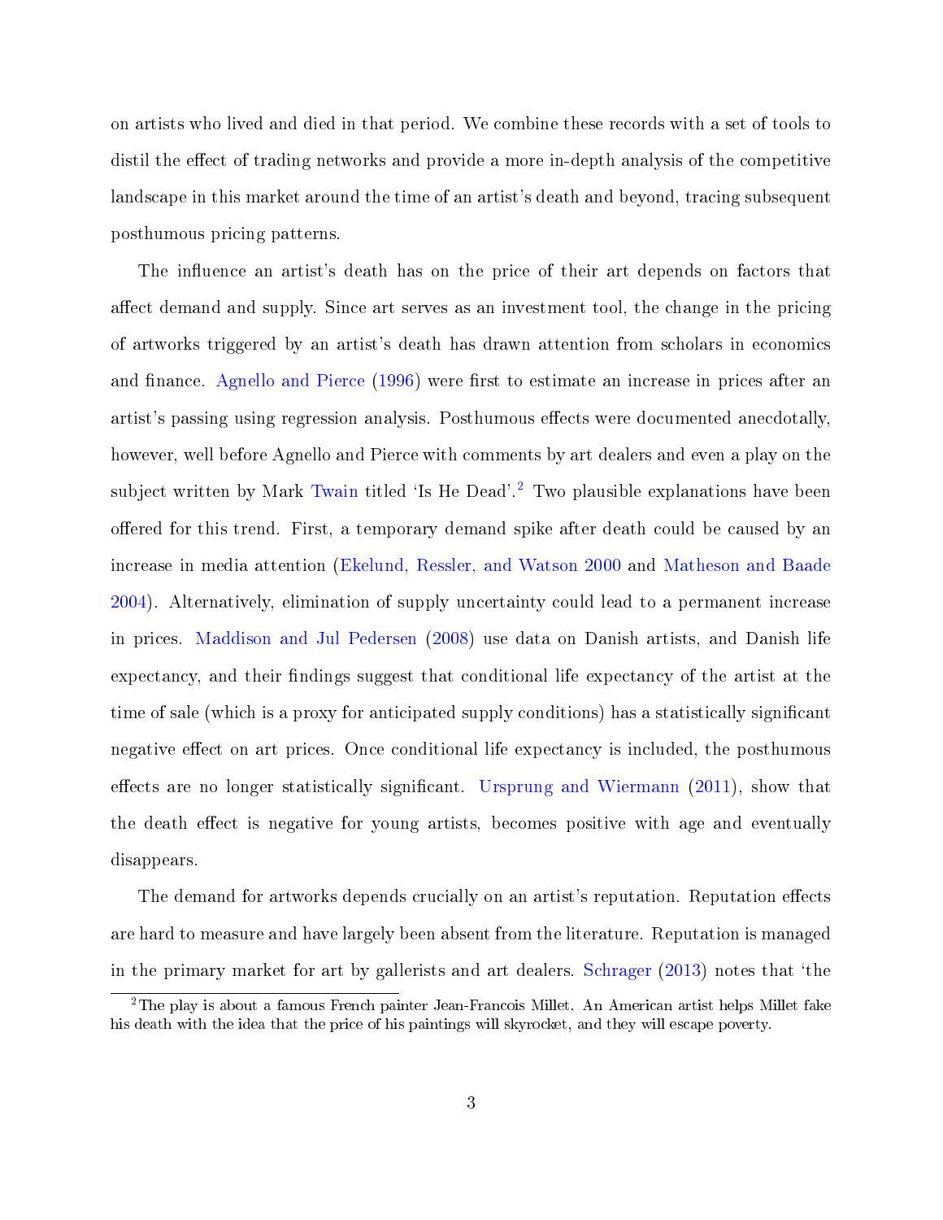on artists who lived and died in that period. We combine these records with a set of tools to distil the effect of trading networks and provide a more in-depth analysis of the competitive landscape in this market around the time of an artist's death and beyond, tracing subsequent posthumous pricing patterns.

The influence an artist's death has on the price of their art depends on factors that affect demand and supply. Since art serves as an investment tool, the change in the pricing of artworks triggered by an artist's death has drawn attention from scholars in economics and finance. Agnello and Pierce (1996) were first to estimate an increase in prices after an artist's passing using regression analysis. Posthumous effects were documented anecdotally, however, well before Agnello and Pierce with comments by art dealers and even a play on the subject written by Mark Twain titled 'Is He Dead'.[2] Two plausible explanations have been offered for this trend. First, a temporary demand spike after death could be caused by an increase in media attention (Ekelund, Ressler, and Watson 2000 and Matheson and Baade 2004). Alternatively, elimination of supply uncertainty could lead to a permanent increase in prices. Maddison and Jul Pedersen (2008) use data on Danish artists, and Danish life expectancy, and their findings suggest that conditional life expectancy of the artist at the time of sale (which is a proxy for anticipated supply conditions) has a statistically significant negative effect on art prices. Once conditional life expectancy is included, the posthumous effects are no longer statistically significant. Ursprung and Wiermann (2011), show that the death effect is negative for young artists, becomes positive with age and eventually disappears.

The demand for artworks depends crucially on an artist's reputation. Reputation effects are hard to measure and have largely been absent from the literature. Reputation is managed in the primary market for art by gallerists and art dealers. Schrager (2013) notes that 'the

[2] The play is about a famous French painter Jean-Francois Millet. An American artist helps Millet fake his death with the idea that the price of his paintings will skyrocket, and they will escape poverty.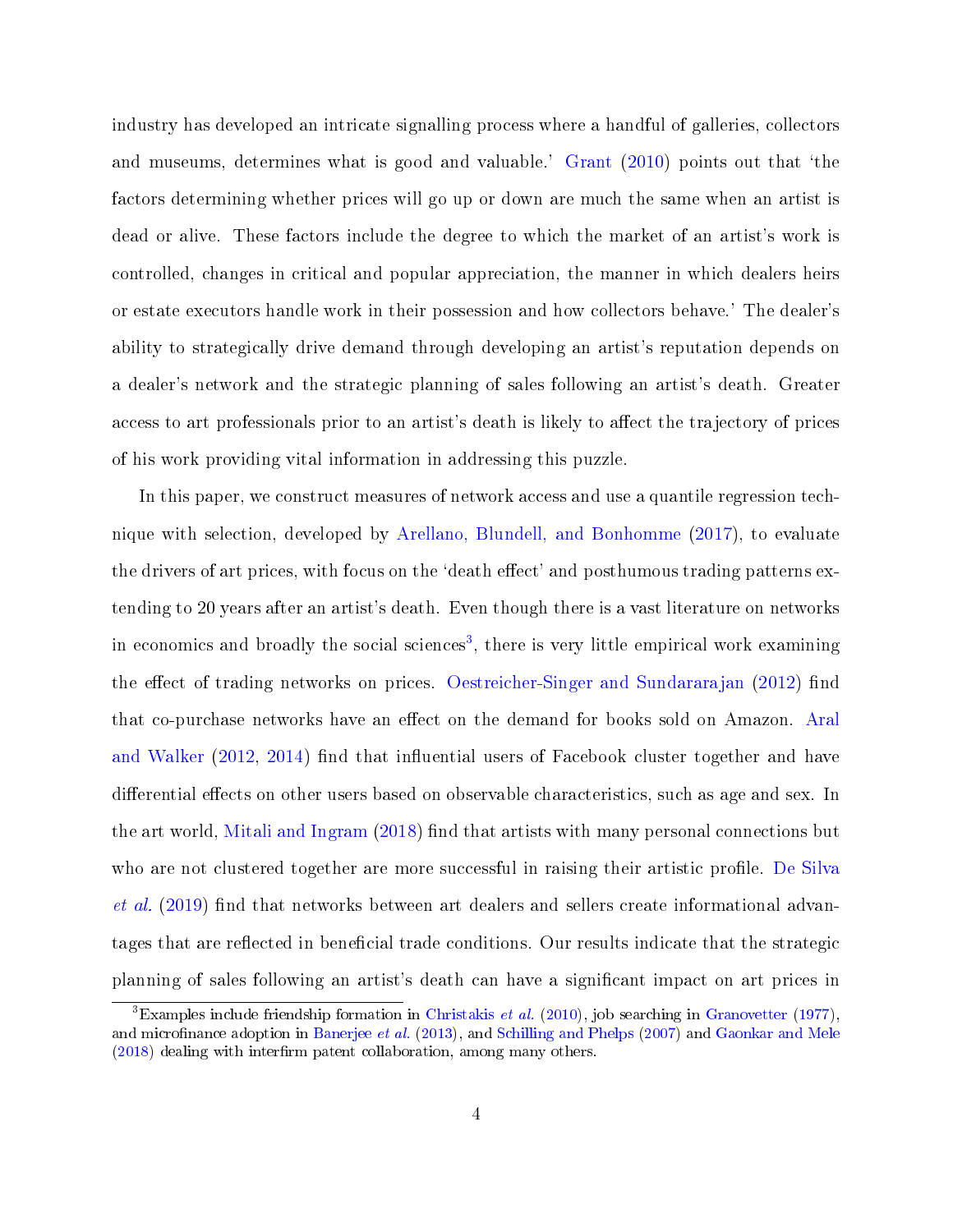industry has developed an intricate signalling process where a handful of galleries, collectors and museums, determines what is good and valuable.' Grant (2010) points out that 'the factors determining whether prices will go up or down are much the same when an artist is dead or alive. These factors include the degree to which the market of an artist's work is controlled, changes in critical and popular appreciation, the manner in which dealers heirs or estate executors handle work in their possession and how collectors behave.' The dealer's ability to strategically drive demand through developing an artist's reputation depends on a dealer's network and the strategic planning of sales following an artist's death. Greater access to art professionals prior to an artist's death is likely to affect the trajectory of prices of his work providing vital information in addressing this puzzle.

In this paper, we construct measures of network access and use a quantile regression technique with selection, developed by Arellano, Blundell, and Bonhomme (2017), to evaluate the drivers of art prices, with focus on the 'death effect' and posthumous trading patterns extending to 20 years after an artist's death. Even though there is a vast literature on networks in economics and broadly the social sciences[3], there is very little empirical work examining the effect of trading networks on prices. Oestreicher-Singer and Sundararajan (2012) find that co-purchase networks have an effect on the demand for books sold on Amazon. Aral and Walker (2012, 2014) find that influential users of Facebook cluster together and have differential effects on other users based on observable characteristics, such as age and sex. In the art world, Mitali and Ingram (2018) find that artists with many personal connections but who are not clustered together are more successful in raising their artistic profile. De Silva *et al.* (2019) find that networks between art dealers and sellers create informational advantages that are reflected in beneficial trade conditions. Our results indicate that the strategic planning of sales following an artist's death can have a significant impact on art prices in

[3] Examples include friendship formation in Christakis *et al.* (2010), job searching in Granovetter (1977), and microfinance adoption in Banerjee *et al.* (2013), and Schilling and Phelps (2007) and Gaonkar and Mele (2018) dealing with interfirm patent collaboration, among many others.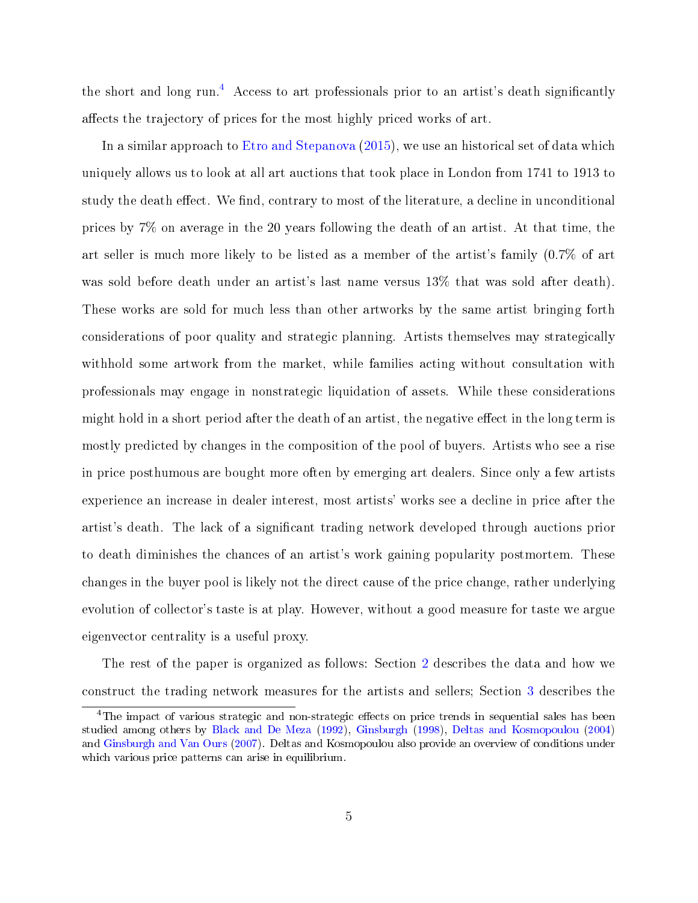the short and long run.[4] Access to art professionals prior to an artist's death significantly affects the trajectory of prices for the most highly priced works of art.

In a similar approach to Etro and Stepanova (2015), we use an historical set of data which uniquely allows us to look at all art auctions that took place in London from 1741 to 1913 to study the death effect. We find, contrary to most of the literature, a decline in unconditional prices by 7% on average in the 20 years following the death of an artist. At that time, the art seller is much more likely to be listed as a member of the artist's family (0.7% of art was sold before death under an artist's last name versus 13% that was sold after death). These works are sold for much less than other artworks by the same artist bringing forth considerations of poor quality and strategic planning. Artists themselves may strategically withhold some artwork from the market, while families acting without consultation with professionals may engage in nonstrategic liquidation of assets. While these considerations might hold in a short period after the death of an artist, the negative effect in the long term is mostly predicted by changes in the composition of the pool of buyers. Artists who see a rise in price posthumous are bought more often by emerging art dealers. Since only a few artists experience an increase in dealer interest, most artists' works see a decline in price after the artist's death. The lack of a significant trading network developed through auctions prior to death diminishes the chances of an artist's work gaining popularity postmortem. These changes in the buyer pool is likely not the direct cause of the price change, rather underlying evolution of collector's taste is at play. However, without a good measure for taste we argue eigenvector centrality is a useful proxy.

The rest of the paper is organized as follows: Section 2 describes the data and how we construct the trading network measures for the artists and sellers; Section 3 describes the

[4] The impact of various strategic and non-strategic effects on price trends in sequential sales has been studied among others by Black and De Meza (1992), Ginsburgh (1998), Deltas and Kosmopoulou (2004) and Ginsburgh and Van Ours (2007). Deltas and Kosmopoulou also provide an overview of conditions under which various price patterns can arise in equilibrium.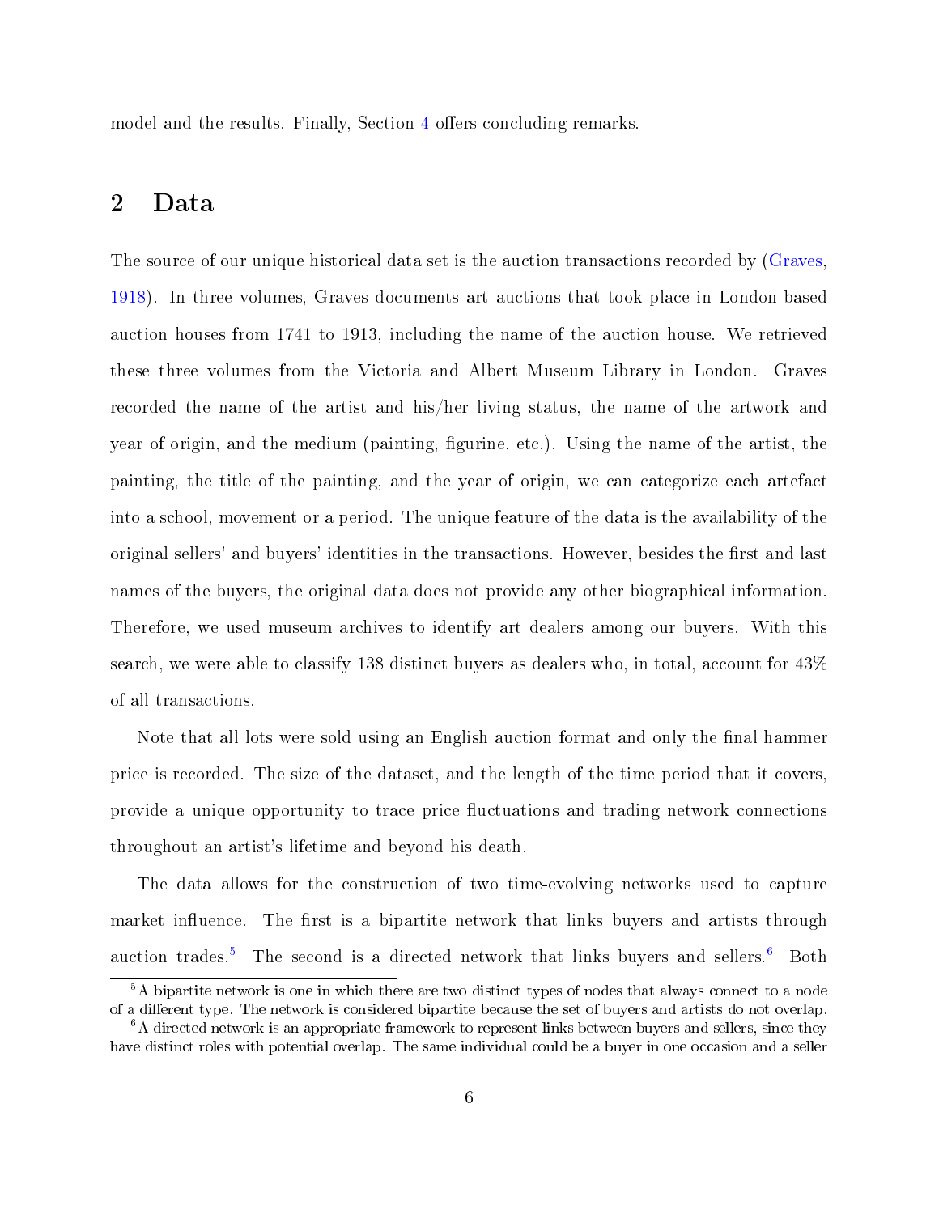model and the results. Finally, Section 4 offers concluding remarks.

## 2 Data

The source of our unique historical data set is the auction transactions recorded by (Graves, 1918). In three volumes, Graves documents art auctions that took place in London-based auction houses from 1741 to 1913, including the name of the auction house. We retrieved these three volumes from the Victoria and Albert Museum Library in London. Graves recorded the name of the artist and his/her living status, the name of the artwork and year of origin, and the medium (painting, figurine, etc.). Using the name of the artist, the painting, the title of the painting, and the year of origin, we can categorize each artefact into a school, movement or a period. The unique feature of the data is the availability of the original sellers' and buyers' identities in the transactions. However, besides the first and last names of the buyers, the original data does not provide any other biographical information. Therefore, we used museum archives to identify art dealers among our buyers. With this search, we were able to classify 138 distinct buyers as dealers who, in total, account for 43% of all transactions.

Note that all lots were sold using an English auction format and only the final hammer price is recorded. The size of the dataset, and the length of the time period that it covers, provide a unique opportunity to trace price fluctuations and trading network connections throughout an artist's lifetime and beyond his death.

The data allows for the construction of two time-evolving networks used to capture market influence. The first is a bipartite network that links buyers and artists through auction trades.[5] The second is a directed network that links buyers and sellers.[6] Both

[5] A bipartite network is one in which there are two distinct types of nodes that always connect to a node of a different type. The network is considered bipartite because the set of buyers and artists do not overlap.

[6] A directed network is an appropriate framework to represent links between buyers and sellers, since they have distinct roles with potential overlap. The same individual could be a buyer in one occasion and a seller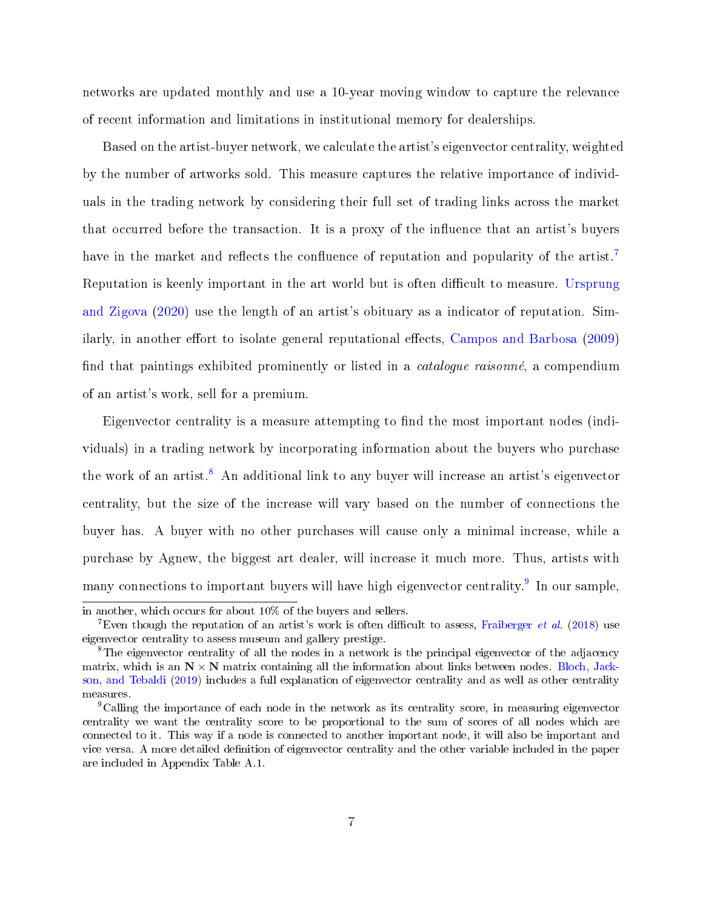networks are updated monthly and use a 10-year moving window to capture the relevance of recent information and limitations in institutional memory for dealerships.

Based on the artist-buyer network, we calculate the artist's eigenvector centrality, weighted by the number of artworks sold. This measure captures the relative importance of individuals in the trading network by considering their full set of trading links across the market that occurred before the transaction. It is a proxy of the influence that an artist's buyers have in the market and reflects the confluence of reputation and popularity of the artist.[7] Reputation is keenly important in the art world but is often difficult to measure. Ursprung and Zigova (2020) use the length of an artist's obituary as a indicator of reputation. Similarly, in another effort to isolate general reputational effects, Campos and Barbosa (2009) find that paintings exhibited prominently or listed in a *catalogue raisonné*, a compendium of an artist's work, sell for a premium.

Eigenvector centrality is a measure attempting to find the most important nodes (individuals) in a trading network by incorporating information about the buyers who purchase the work of an artist.[8] An additional link to any buyer will increase an artist's eigenvector centrality, but the size of the increase will vary based on the number of connections the buyer has. A buyer with no other purchases will cause only a minimal increase, while a purchase by Agnew, the biggest art dealer, will increase it much more. Thus, artists with many connections to important buyers will have high eigenvector centrality.[9] In our sample,

---

in another, which occurs for about 10% of the buyers and sellers.

[7] Even though the reputation of an artist's work is often difficult to assess, Fraiberger *et al.* (2018) use eigenvector centrality to assess museum and gallery prestige.

[8] The eigenvector centrality of all the nodes in a network is the principal eigenvector of the adjacency matrix, which is an $\mathbf{N} \times \mathbf{N}$ matrix containing all the information about links between nodes. Bloch, Jackson, and Tebaldi (2019) includes a full explanation of eigenvector centrality and as well as other centrality measures.

[9] Calling the importance of each node in the network as its centrality score, in measuring eigenvector centrality we want the centrality score to be proportional to the sum of scores of all nodes which are connected to it. This way if a node is connected to another important node, it will also be important and vice versa. A more detailed definition of eigenvector centrality and the other variable included in the paper are included in Appendix Table A.1.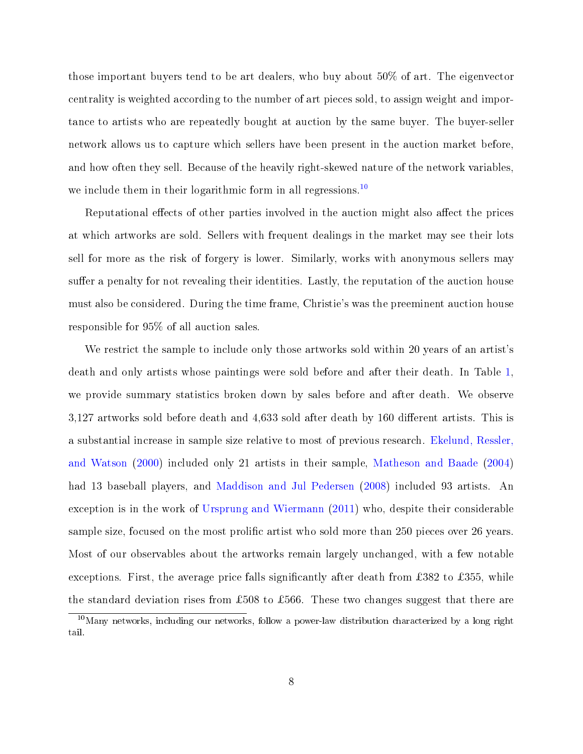those important buyers tend to be art dealers, who buy about 50% of art. The eigenvector centrality is weighted according to the number of art pieces sold, to assign weight and importance to artists who are repeatedly bought at auction by the same buyer. The buyer-seller network allows us to capture which sellers have been present in the auction market before, and how often they sell. Because of the heavily right-skewed nature of the network variables, we include them in their logarithmic form in all regressions.[10]

Reputational effects of other parties involved in the auction might also affect the prices at which artworks are sold. Sellers with frequent dealings in the market may see their lots sell for more as the risk of forgery is lower. Similarly, works with anonymous sellers may suffer a penalty for not revealing their identities. Lastly, the reputation of the auction house must also be considered. During the time frame, Christie's was the preeminent auction house responsible for 95% of all auction sales.

We restrict the sample to include only those artworks sold within 20 years of an artist's death and only artists whose paintings were sold before and after their death. In Table 1, we provide summary statistics broken down by sales before and after death. We observe 3,127 artworks sold before death and 4,633 sold after death by 160 different artists. This is a substantial increase in sample size relative to most of previous research. Ekelund, Ressler, and Watson (2000) included only 21 artists in their sample, Matheson and Baade (2004) had 13 baseball players, and Maddison and Jul Pedersen (2008) included 93 artists. An exception is in the work of Ursprung and Wiermann (2011) who, despite their considerable sample size, focused on the most prolific artist who sold more than 250 pieces over 26 years. Most of our observables about the artworks remain largely unchanged, with a few notable exceptions. First, the average price falls significantly after death from £382 to £355, while the standard deviation rises from £508 to £566. These two changes suggest that there are

[10]Many networks, including our networks, follow a power-law distribution characterized by a long right tail.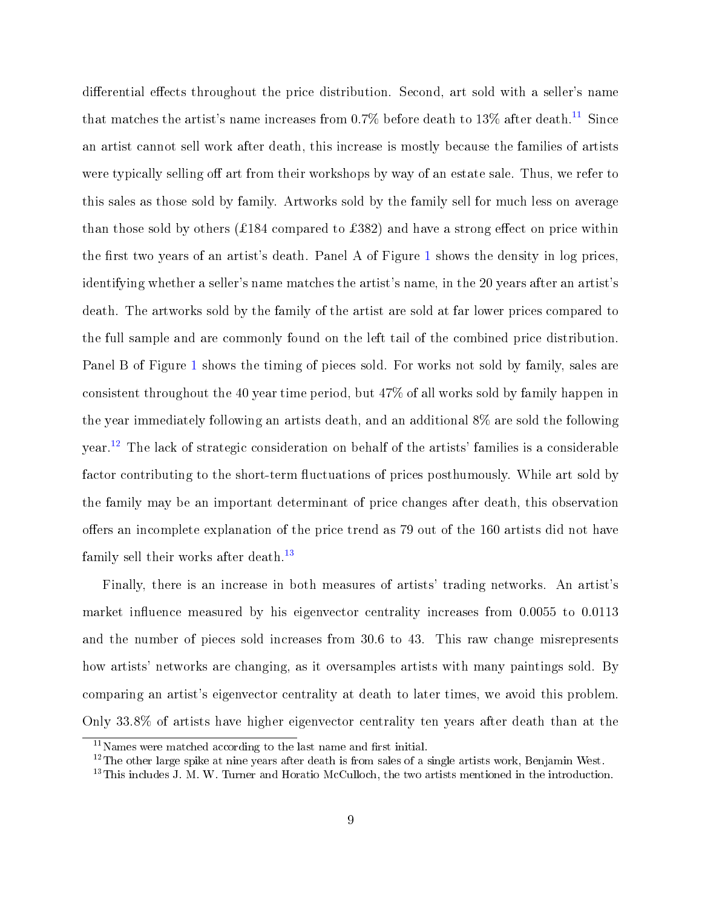differential effects throughout the price distribution. Second, art sold with a seller's name that matches the artist's name increases from 0.7% before death to 13% after death.[11] Since an artist cannot sell work after death, this increase is mostly because the families of artists were typically selling off art from their workshops by way of an estate sale. Thus, we refer to this sales as those sold by family. Artworks sold by the family sell for much less on average than those sold by others (£184 compared to £382) and have a strong effect on price within the first two years of an artist's death. Panel A of Figure 1 shows the density in log prices, identifying whether a seller's name matches the artist's name, in the 20 years after an artist's death. The artworks sold by the family of the artist are sold at far lower prices compared to the full sample and are commonly found on the left tail of the combined price distribution. Panel B of Figure 1 shows the timing of pieces sold. For works not sold by family, sales are consistent throughout the 40 year time period, but 47% of all works sold by family happen in the year immediately following an artists death, and an additional 8% are sold the following year.[12] The lack of strategic consideration on behalf of the artists' families is a considerable factor contributing to the short-term fluctuations of prices posthumously. While art sold by the family may be an important determinant of price changes after death, this observation offers an incomplete explanation of the price trend as 79 out of the 160 artists did not have family sell their works after death.[13]

Finally, there is an increase in both measures of artists' trading networks. An artist's market influence measured by his eigenvector centrality increases from 0.0055 to 0.0113 and the number of pieces sold increases from 30.6 to 43. This raw change misrepresents how artists' networks are changing, as it oversamples artists with many paintings sold. By comparing an artist's eigenvector centrality at death to later times, we avoid this problem. Only 33.8% of artists have higher eigenvector centrality ten years after death than at the

[11] Names were matched according to the last name and first initial.

[12] The other large spike at nine years after death is from sales of a single artists work, Benjamin West.

[13] This includes J. M. W. Turner and Horatio McCulloch, the two artists mentioned in the introduction.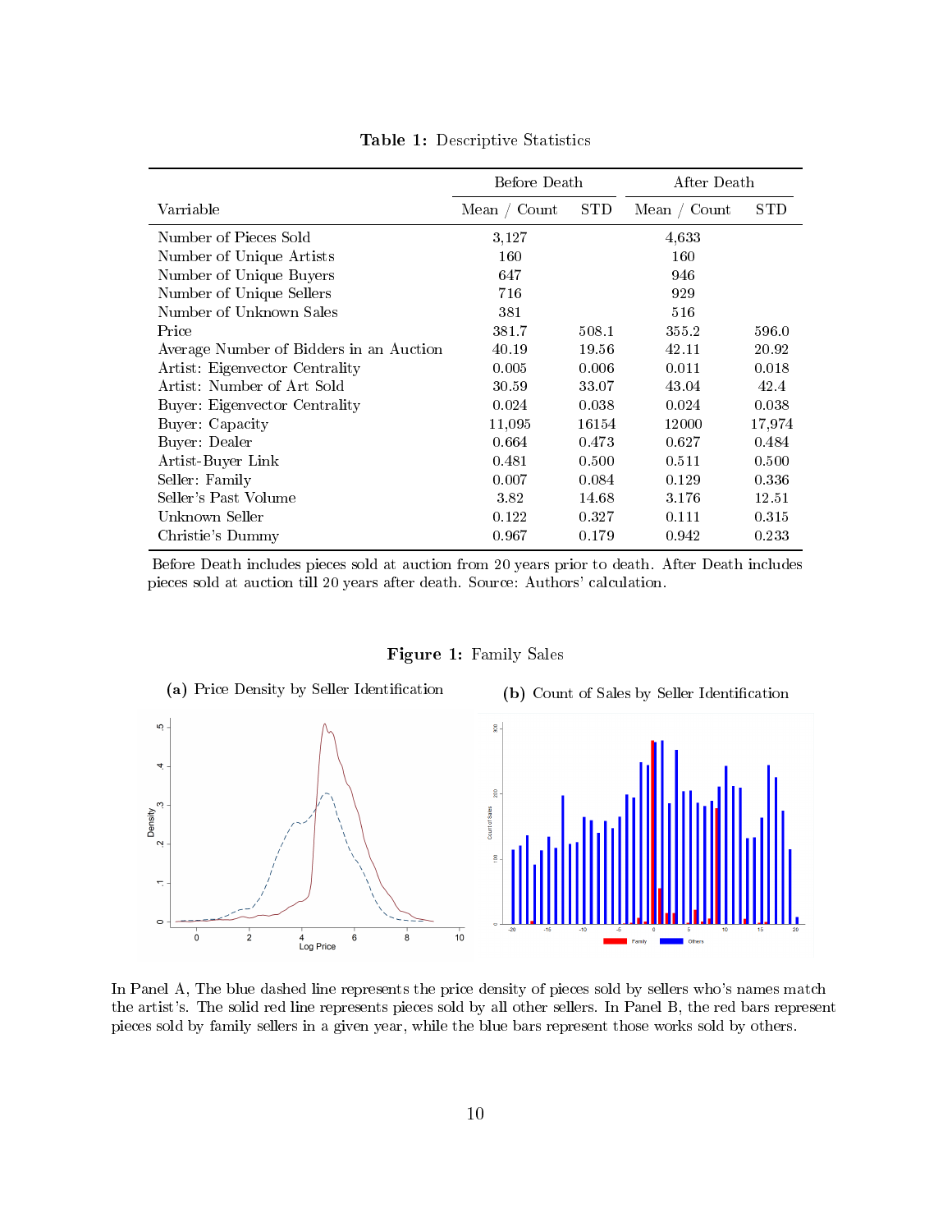**Table 1:** Descriptive Statistics

| Varriable | Before Death | | After Death | |
|---|---|---|---|---|
| | Mean / Count | STD | Mean / Count | STD |
| Number of Pieces Sold | 3,127 | | 4,633 | |
| Number of Unique Artists | 160 | | 160 | |
| Number of Unique Buyers | 647 | | 946 | |
| Number of Unique Sellers | 716 | | 929 | |
| Number of Unknown Sales | 381 | | 516 | |
| Price | 381.7 | 508.1 | 355.2 | 596.0 |
| Average Number of Bidders in an Auction | 40.19 | 19.56 | 42.11 | 20.92 |
| Artist: Eigenvector Centrality | 0.005 | 0.006 | 0.011 | 0.018 |
| Artist: Number of Art Sold | 30.59 | 33.07 | 43.04 | 42.4 |
| Buyer: Eigenvector Centrality | 0.024 | 0.038 | 0.024 | 0.038 |
| Buyer: Capacity | 11,095 | 16154 | 12000 | 17,974 |
| Buyer: Dealer | 0.664 | 0.473 | 0.627 | 0.484 |
| Artist-Buyer Link | 0.481 | 0.500 | 0.511 | 0.500 |
| Seller: Family | 0.007 | 0.084 | 0.129 | 0.336 |
| Seller's Past Volume | 3.82 | 14.68 | 3.176 | 12.51 |
| Unknown Seller | 0.122 | 0.327 | 0.111 | 0.315 |
| Christie's Dummy | 0.967 | 0.179 | 0.942 | 0.233 |

Before Death includes pieces sold at auction from 20 years prior to death. After Death includes pieces sold at auction till 20 years after death. Source: Authors' calculation.

**Figure 1:** Family Sales

(a) Price Density by Seller Identification

(b) Count of Sales by Seller Identification

In Panel A, The blue dashed line represents the price density of pieces sold by sellers who's names match the artist's. The solid red line represents pieces sold by all other sellers. In Panel B, the red bars represent pieces sold by family sellers in a given year, while the blue bars represent those works sold by others.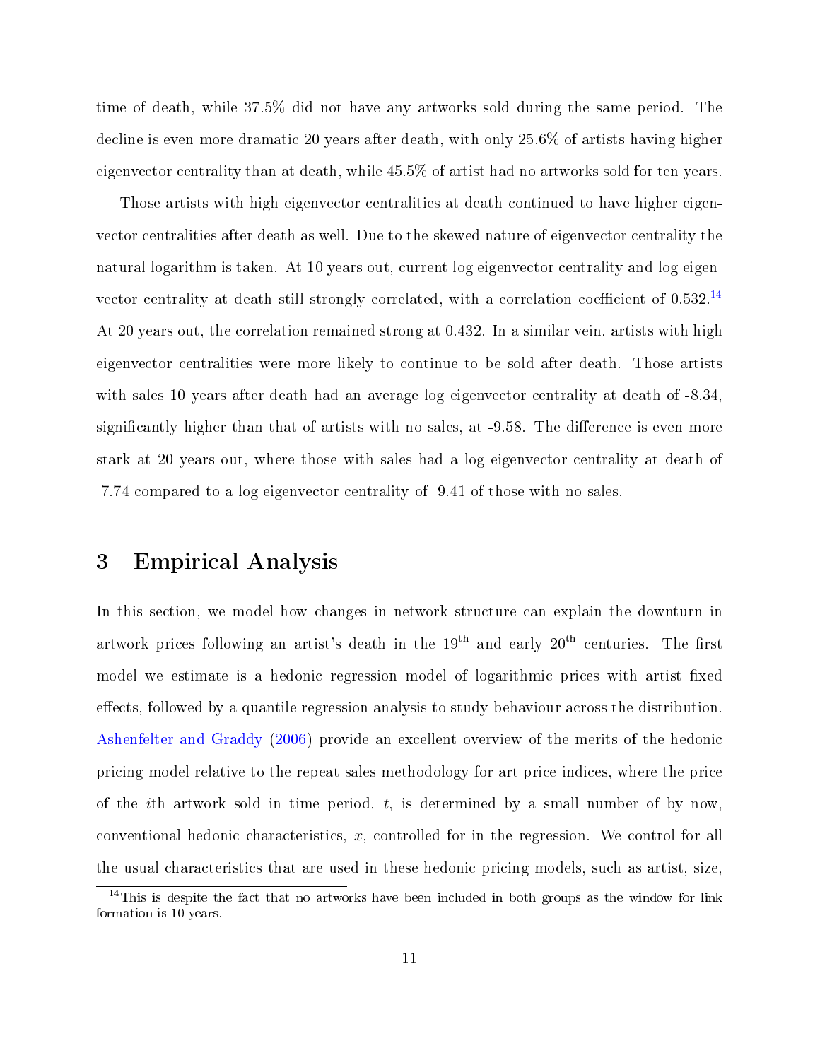time of death, while 37.5% did not have any artworks sold during the same period. The decline is even more dramatic 20 years after death, with only 25.6% of artists having higher eigenvector centrality than at death, while 45.5% of artist had no artworks sold for ten years.

Those artists with high eigenvector centralities at death continued to have higher eigenvector centralities after death as well. Due to the skewed nature of eigenvector centrality the natural logarithm is taken. At 10 years out, current log eigenvector centrality and log eigenvector centrality at death still strongly correlated, with a correlation coefficient of 0.532.[14] At 20 years out, the correlation remained strong at 0.432. In a similar vein, artists with high eigenvector centralities were more likely to continue to be sold after death. Those artists with sales 10 years after death had an average log eigenvector centrality at death of -8.34, significantly higher than that of artists with no sales, at -9.58. The difference is even more stark at 20 years out, where those with sales had a log eigenvector centrality at death of -7.74 compared to a log eigenvector centrality of -9.41 of those with no sales.

# 3 Empirical Analysis

In this section, we model how changes in network structure can explain the downturn in artwork prices following an artist's death in the 19$^{\text{th}}$ and early 20$^{\text{th}}$ centuries. The first model we estimate is a hedonic regression model of logarithmic prices with artist fixed effects, followed by a quantile regression analysis to study behaviour across the distribution. Ashenfelter and Graddy (2006) provide an excellent overview of the merits of the hedonic pricing model relative to the repeat sales methodology for art price indices, where the price of the $i$th artwork sold in time period, $t$, is determined by a small number of by now, conventional hedonic characteristics, $x$, controlled for in the regression. We control for all the usual characteristics that are used in these hedonic pricing models, such as artist, size,

[14] This is despite the fact that no artworks have been included in both groups as the window for link formation is 10 years.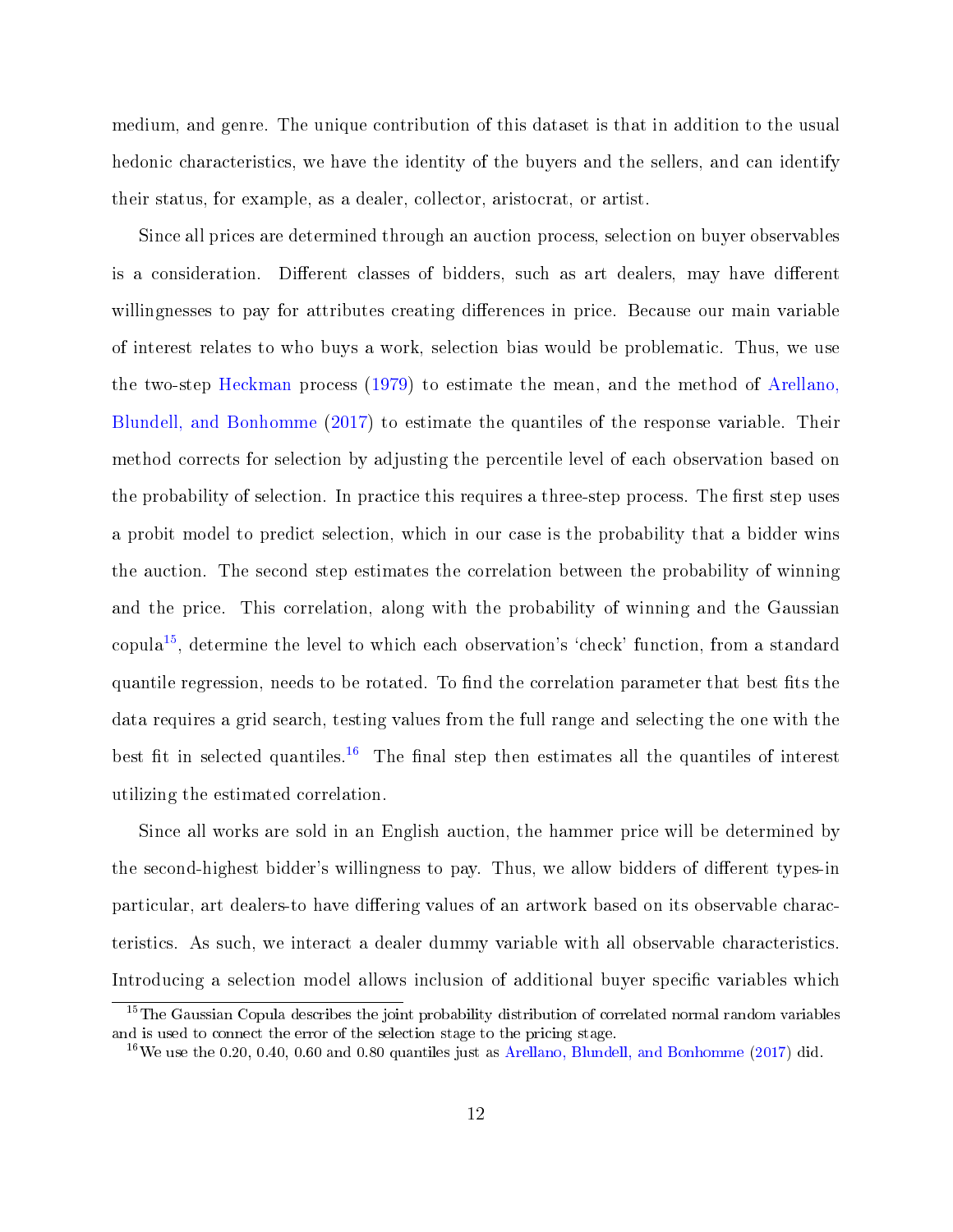medium, and genre. The unique contribution of this dataset is that in addition to the usual hedonic characteristics, we have the identity of the buyers and the sellers, and can identify their status, for example, as a dealer, collector, aristocrat, or artist.

Since all prices are determined through an auction process, selection on buyer observables is a consideration. Different classes of bidders, such as art dealers, may have different willingnesses to pay for attributes creating differences in price. Because our main variable of interest relates to who buys a work, selection bias would be problematic. Thus, we use the two-step Heckman process (1979) to estimate the mean, and the method of Arellano, Blundell, and Bonhomme (2017) to estimate the quantiles of the response variable. Their method corrects for selection by adjusting the percentile level of each observation based on the probability of selection. In practice this requires a three-step process. The first step uses a probit model to predict selection, which in our case is the probability that a bidder wins the auction. The second step estimates the correlation between the probability of winning and the price. This correlation, along with the probability of winning and the Gaussian copula[15], determine the level to which each observation's 'check' function, from a standard quantile regression, needs to be rotated. To find the correlation parameter that best fits the data requires a grid search, testing values from the full range and selecting the one with the best fit in selected quantiles.[16] The final step then estimates all the quantiles of interest utilizing the estimated correlation.

Since all works are sold in an English auction, the hammer price will be determined by the second-highest bidder's willingness to pay. Thus, we allow bidders of different types-in particular, art dealers-to have differing values of an artwork based on its observable characteristics. As such, we interact a dealer dummy variable with all observable characteristics. Introducing a selection model allows inclusion of additional buyer specific variables which

[15] The Gaussian Copula describes the joint probability distribution of correlated normal random variables and is used to connect the error of the selection stage to the pricing stage.

[16] We use the 0.20, 0.40, 0.60 and 0.80 quantiles just as Arellano, Blundell, and Bonhomme (2017) did.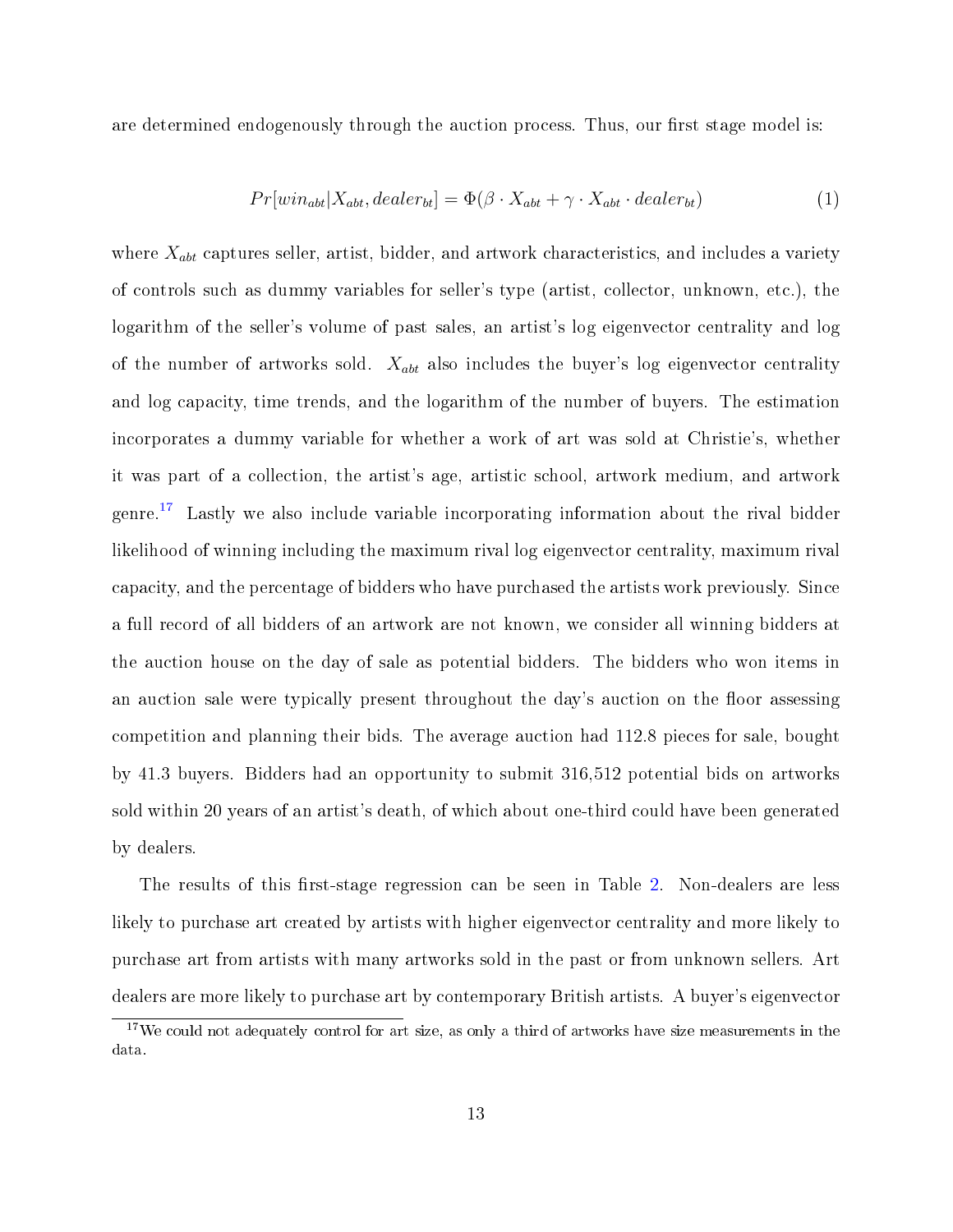are determined endogenously through the auction process. Thus, our first stage model is:

$$Pr[win_{abt}|X_{abt}, dealer_{bt}] = \Phi(\beta \cdot X_{abt} + \gamma \cdot X_{abt} \cdot dealer_{bt}) \quad (1)$$

where $X_{abt}$ captures seller, artist, bidder, and artwork characteristics, and includes a variety of controls such as dummy variables for seller's type (artist, collector, unknown, etc.), the logarithm of the seller's volume of past sales, an artist's log eigenvector centrality and log of the number of artworks sold. $X_{abt}$ also includes the buyer's log eigenvector centrality and log capacity, time trends, and the logarithm of the number of buyers. The estimation incorporates a dummy variable for whether a work of art was sold at Christie's, whether it was part of a collection, the artist's age, artistic school, artwork medium, and artwork genre.[17] Lastly we also include variable incorporating information about the rival bidder likelihood of winning including the maximum rival log eigenvector centrality, maximum rival capacity, and the percentage of bidders who have purchased the artists work previously. Since a full record of all bidders of an artwork are not known, we consider all winning bidders at the auction house on the day of sale as potential bidders. The bidders who won items in an auction sale were typically present throughout the day's auction on the floor assessing competition and planning their bids. The average auction had 112.8 pieces for sale, bought by 41.3 buyers. Bidders had an opportunity to submit 316,512 potential bids on artworks sold within 20 years of an artist's death, of which about one-third could have been generated by dealers.

The results of this first-stage regression can be seen in Table 2. Non-dealers are less likely to purchase art created by artists with higher eigenvector centrality and more likely to purchase art from artists with many artworks sold in the past or from unknown sellers. Art dealers are more likely to purchase art by contemporary British artists. A buyer's eigenvector

[17] We could not adequately control for art size, as only a third of artworks have size measurements in the data.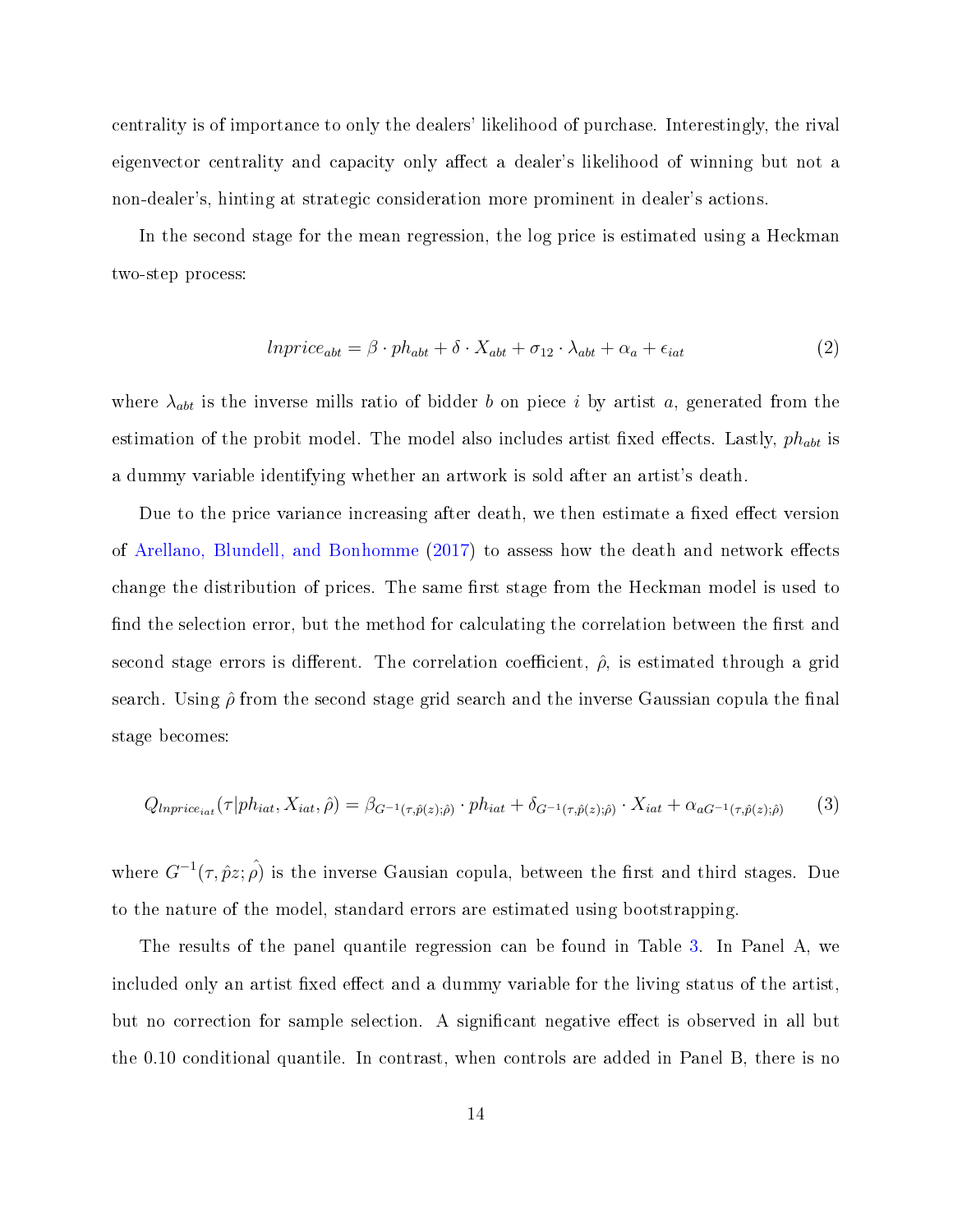centrality is of importance to only the dealers' likelihood of purchase. Interestingly, the rival eigenvector centrality and capacity only affect a dealer's likelihood of winning but not a non-dealer's, hinting at strategic consideration more prominent in dealer's actions.

In the second stage for the mean regression, the log price is estimated using a Heckman two-step process:

$$lnprice_{abt} = \beta \cdot ph_{abt} + \delta \cdot X_{abt} + \sigma_{12} \cdot \lambda_{abt} + \alpha_a + \epsilon_{iat} \tag{2}$$

where $\lambda_{abt}$ is the inverse mills ratio of bidder $b$ on piece $i$ by artist $a$, generated from the estimation of the probit model. The model also includes artist fixed effects. Lastly, $ph_{abt}$ is a dummy variable identifying whether an artwork is sold after an artist's death.

Due to the price variance increasing after death, we then estimate a fixed effect version of Arellano, Blundell, and Bonhomme (2017) to assess how the death and network effects change the distribution of prices. The same first stage from the Heckman model is used to find the selection error, but the method for calculating the correlation between the first and second stage errors is different. The correlation coefficient, $\hat{\rho}$, is estimated through a grid search. Using $\hat{\rho}$ from the second stage grid search and the inverse Gaussian copula the final stage becomes:

$$Q_{lnprice_{iat}}(\tau | ph_{iat}, X_{iat}, \hat{\rho}) = \beta_{G^{-1}(\tau,\hat{p}(z);\hat{\rho})} \cdot ph_{iat} + \delta_{G^{-1}(\tau,\hat{p}(z);\hat{\rho})} \cdot X_{iat} + \alpha_{aG^{-1}(\tau,\hat{p}(z);\hat{\rho})} \tag{3}$$

where $G^{-1}(\tau, \hat{p}z; \hat{\rho})$ is the inverse Gausian copula, between the first and third stages. Due to the nature of the model, standard errors are estimated using bootstrapping.

The results of the panel quantile regression can be found in Table 3. In Panel A, we included only an artist fixed effect and a dummy variable for the living status of the artist, but no correction for sample selection. A significant negative effect is observed in all but the 0.10 conditional quantile. In contrast, when controls are added in Panel B, there is no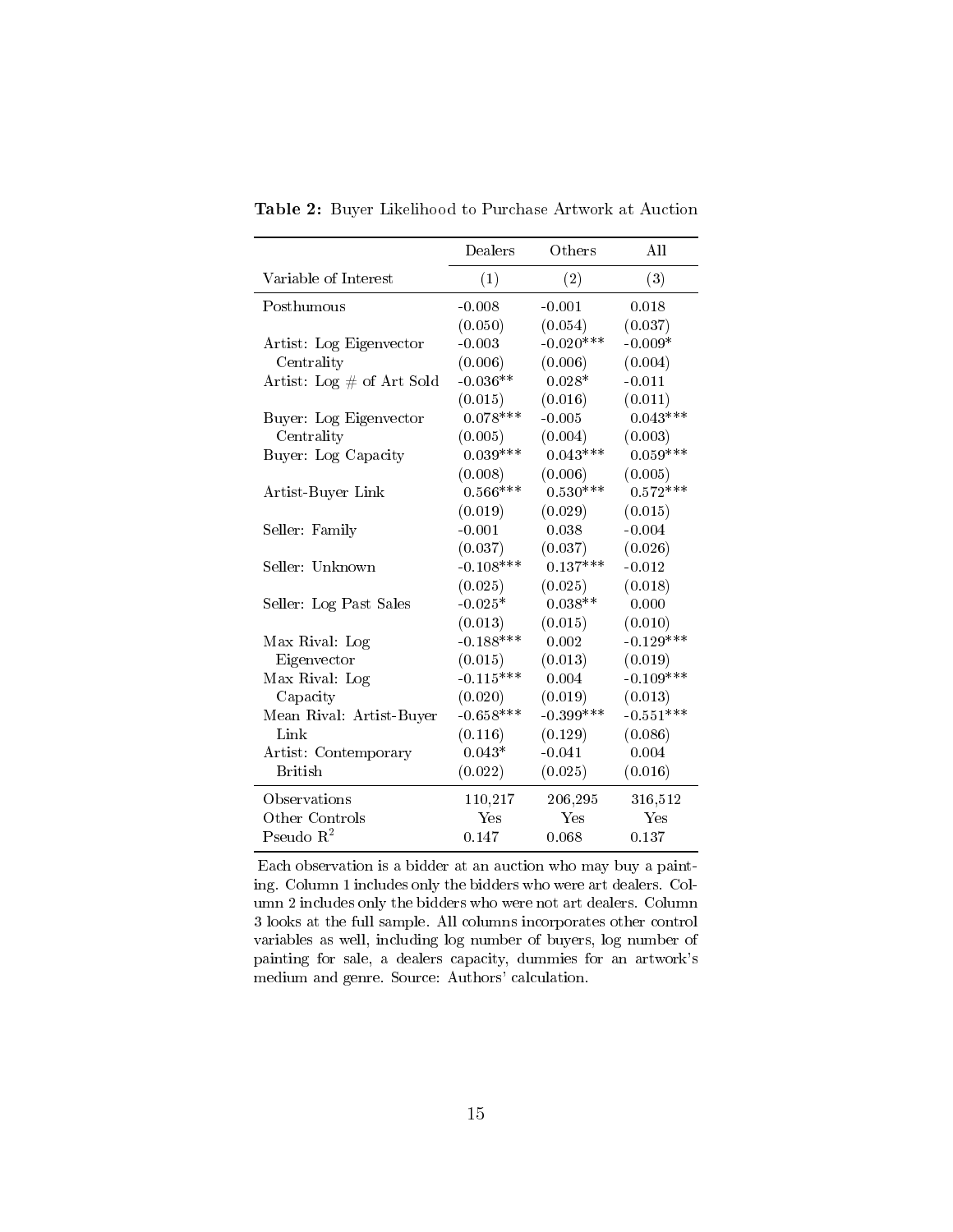**Table 2:** Buyer Likelihood to Purchase Artwork at Auction

| | Dealers | Others | All |
|---|---|---|---|
| Variable of Interest | (1) | (2) | (3) |
| Posthumous | -0.008 | -0.001 | 0.018 |
| | (0.050) | (0.054) | (0.037) |
| Artist: Log Eigenvector Centrality | -0.003 | -0.020*** | -0.009* |
| | (0.006) | (0.006) | (0.004) |
| Artist: Log # of Art Sold | -0.036** | 0.028* | -0.011 |
| | (0.015) | (0.016) | (0.011) |
| Buyer: Log Eigenvector Centrality | 0.078*** | -0.005 | 0.043*** |
| | (0.005) | (0.004) | (0.003) |
| Buyer: Log Capacity | 0.039*** | 0.043*** | 0.059*** |
| | (0.008) | (0.006) | (0.005) |
| Artist-Buyer Link | 0.566*** | 0.530*** | 0.572*** |
| | (0.019) | (0.029) | (0.015) |
| Seller: Family | -0.001 | 0.038 | -0.004 |
| | (0.037) | (0.037) | (0.026) |
| Seller: Unknown | -0.108*** | 0.137*** | -0.012 |
| | (0.025) | (0.025) | (0.018) |
| Seller: Log Past Sales | -0.025* | 0.038** | 0.000 |
| | (0.013) | (0.015) | (0.010) |
| Max Rival: Log Eigenvector | -0.188*** | 0.002 | -0.129*** |
| | (0.015) | (0.013) | (0.019) |
| Max Rival: Log Capacity | -0.115*** | 0.004 | -0.109*** |
| | (0.020) | (0.019) | (0.013) |
| Mean Rival: Artist-Buyer Link | -0.658*** | -0.399*** | -0.551*** |
| | (0.116) | (0.129) | (0.086) |
| Artist: Contemporary British | 0.043* | -0.041 | 0.004 |
| | (0.022) | (0.025) | (0.016) |
| Observations | 110,217 | 206,295 | 316,512 |
| Other Controls | Yes | Yes | Yes |
| Pseudo $R^2$ | 0.147 | 0.068 | 0.137 |

Each observation is a bidder at an auction who may buy a painting. Column 1 includes only the bidders who were art dealers. Column 2 includes only the bidders who were not art dealers. Column 3 looks at the full sample. All columns incorporates other control variables as well, including log number of buyers, log number of painting for sale, a dealers capacity, dummies for an artwork's medium and genre. Source: Authors' calculation.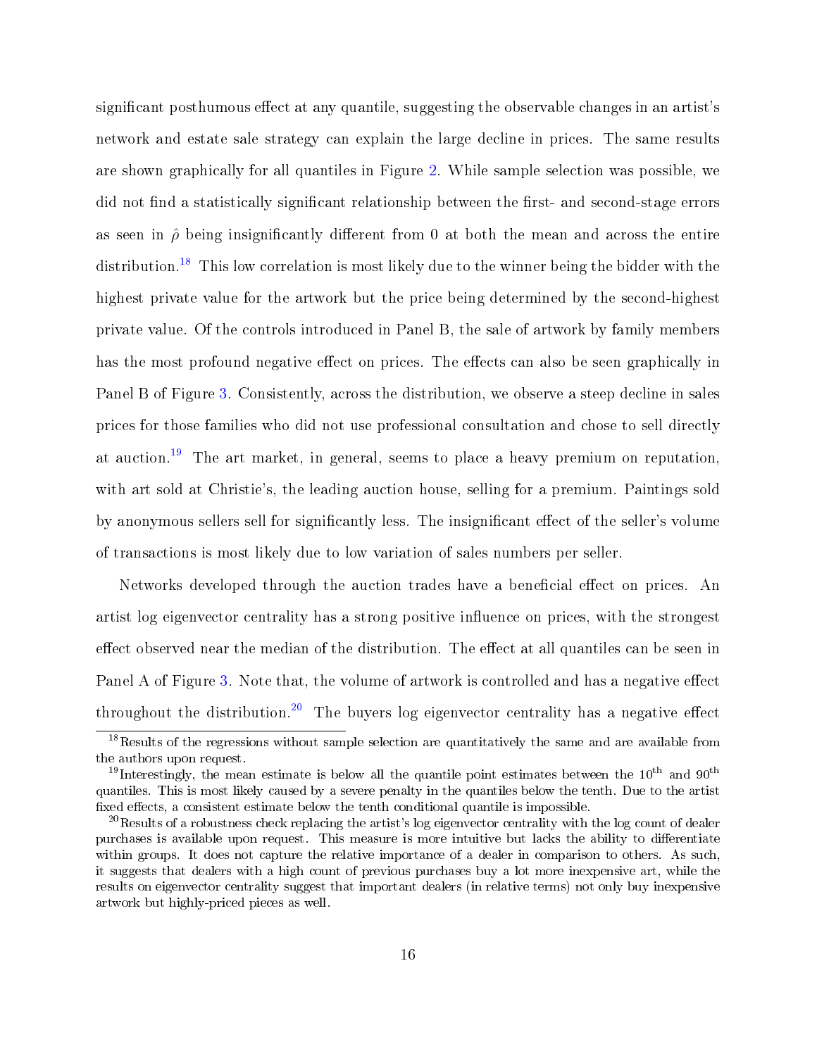significant posthumous effect at any quantile, suggesting the observable changes in an artist's network and estate sale strategy can explain the large decline in prices. The same results are shown graphically for all quantiles in Figure 2. While sample selection was possible, we did not find a statistically significant relationship between the first- and second-stage errors as seen in $\hat{\rho}$ being insignificantly different from 0 at both the mean and across the entire distribution.[18] This low correlation is most likely due to the winner being the bidder with the highest private value for the artwork but the price being determined by the second-highest private value. Of the controls introduced in Panel B, the sale of artwork by family members has the most profound negative effect on prices. The effects can also be seen graphically in Panel B of Figure 3. Consistently, across the distribution, we observe a steep decline in sales prices for those families who did not use professional consultation and chose to sell directly at auction.[19] The art market, in general, seems to place a heavy premium on reputation, with art sold at Christie's, the leading auction house, selling for a premium. Paintings sold by anonymous sellers sell for significantly less. The insignificant effect of the seller's volume of transactions is most likely due to low variation of sales numbers per seller.

Networks developed through the auction trades have a beneficial effect on prices. An artist log eigenvector centrality has a strong positive influence on prices, with the strongest effect observed near the median of the distribution. The effect at all quantiles can be seen in Panel A of Figure 3. Note that, the volume of artwork is controlled and has a negative effect throughout the distribution.[20] The buyers log eigenvector centrality has a negative effect

[18] Results of the regressions without sample selection are quantitatively the same and are available from the authors upon request.

[19] Interestingly, the mean estimate is below all the quantile point estimates between the $10^{\text{th}}$ and $90^{\text{th}}$ quantiles. This is most likely caused by a severe penalty in the quantiles below the tenth. Due to the artist fixed effects, a consistent estimate below the tenth conditional quantile is impossible.

[20] Results of a robustness check replacing the artist's log eigenvector centrality with the log count of dealer purchases is available upon request. This measure is more intuitive but lacks the ability to differentiate within groups. It does not capture the relative importance of a dealer in comparison to others. As such, it suggests that dealers with a high count of previous purchases buy a lot more inexpensive art, while the results on eigenvector centrality suggest that important dealers (in relative terms) not only buy inexpensive artwork but highly-priced pieces as well.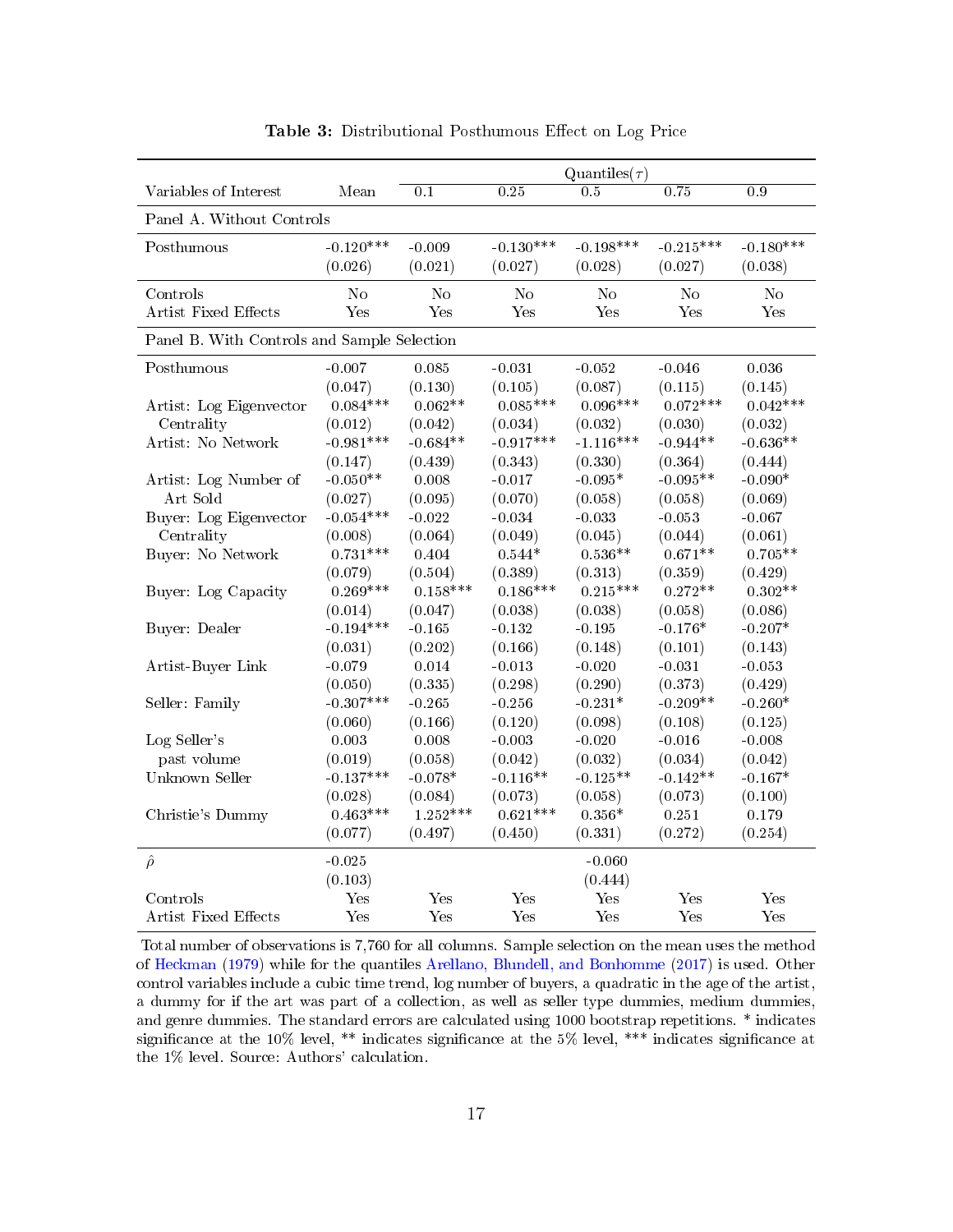**Table 3:** Distributional Posthumous Effect on Log Price

| | | Quantiles($\tau$) | | | | |
|---|---|---|---|---|---|---|
| Variables of Interest | Mean | 0.1 | 0.25 | 0.5 | 0.75 | 0.9 |
| Panel A. Without Controls | | | | | | |
| Posthumous | -0.120*** | -0.009 | -0.130*** | -0.198*** | -0.215*** | -0.180*** |
| | (0.026) | (0.021) | (0.027) | (0.028) | (0.027) | (0.038) |
| Controls | No | No | No | No | No | No |
| Artist Fixed Effects | Yes | Yes | Yes | Yes | Yes | Yes |
| Panel B. With Controls and Sample Selection | | | | | | |
| Posthumous | -0.007 | 0.085 | -0.031 | -0.052 | -0.046 | 0.036 |
| | (0.047) | (0.130) | (0.105) | (0.087) | (0.115) | (0.145) |
| Artist: Log Eigenvector Centrality | 0.084*** | 0.062** | 0.085*** | 0.096*** | 0.072*** | 0.042*** |
| | (0.012) | (0.042) | (0.034) | (0.032) | (0.030) | (0.032) |
| Artist: No Network | -0.981*** | -0.684** | -0.917*** | -1.116*** | -0.944** | -0.636** |
| | (0.147) | (0.439) | (0.343) | (0.330) | (0.364) | (0.444) |
| Artist: Log Number of Art Sold | -0.050** | 0.008 | -0.017 | -0.095* | -0.095** | -0.090* |
| | (0.027) | (0.095) | (0.070) | (0.058) | (0.058) | (0.069) |
| Buyer: Log Eigenvector Centrality | -0.054*** | -0.022 | -0.034 | -0.033 | -0.053 | -0.067 |
| | (0.008) | (0.064) | (0.049) | (0.045) | (0.044) | (0.061) |
| Buyer: No Network | 0.731*** | 0.404 | 0.544* | 0.536** | 0.671** | 0.705** |
| | (0.079) | (0.504) | (0.389) | (0.313) | (0.359) | (0.429) |
| Buyer: Log Capacity | 0.269*** | 0.158*** | 0.186*** | 0.215*** | 0.272** | 0.302** |
| | (0.014) | (0.047) | (0.038) | (0.038) | (0.058) | (0.086) |
| Buyer: Dealer | -0.194*** | -0.165 | -0.132 | -0.195 | -0.176* | -0.207* |
| | (0.031) | (0.202) | (0.166) | (0.148) | (0.101) | (0.143) |
| Artist-Buyer Link | -0.079 | 0.014 | -0.013 | -0.020 | -0.031 | -0.053 |
| | (0.050) | (0.335) | (0.298) | (0.290) | (0.373) | (0.429) |
| Seller: Family | -0.307*** | -0.265 | -0.256 | -0.231* | -0.209** | -0.260* |
| | (0.060) | (0.166) | (0.120) | (0.098) | (0.108) | (0.125) |
| Log Seller's past volume | 0.003 | 0.008 | -0.003 | -0.020 | -0.016 | -0.008 |
| | (0.019) | (0.058) | (0.042) | (0.032) | (0.034) | (0.042) |
| Unknown Seller | -0.137*** | -0.078* | -0.116** | -0.125** | -0.142** | -0.167* |
| | (0.028) | (0.084) | (0.073) | (0.058) | (0.073) | (0.100) |
| Christie's Dummy | 0.463*** | 1.252*** | 0.621*** | 0.356* | 0.251 | 0.179 |
| | (0.077) | (0.497) | (0.450) | (0.331) | (0.272) | (0.254) |
| $\hat{\rho}$ | -0.025 | | | -0.060 | | |
| | (0.103) | | | (0.444) | | |
| Controls | Yes | Yes | Yes | Yes | Yes | Yes |
| Artist Fixed Effects | Yes | Yes | Yes | Yes | Yes | Yes |

Total number of observations is 7,760 for all columns. Sample selection on the mean uses the method of Heckman (1979) while for the quantiles Arellano, Blundell, and Bonhomme (2017) is used. Other control variables include a cubic time trend, log number of buyers, a quadratic in the age of the artist, a dummy for if the art was part of a collection, as well as seller type dummies, medium dummies, and genre dummies. The standard errors are calculated using 1000 bootstrap repetitions. * indicates significance at the 10% level, ** indicates significance at the 5% level, *** indicates significance at the 1% level. Source: Authors' calculation.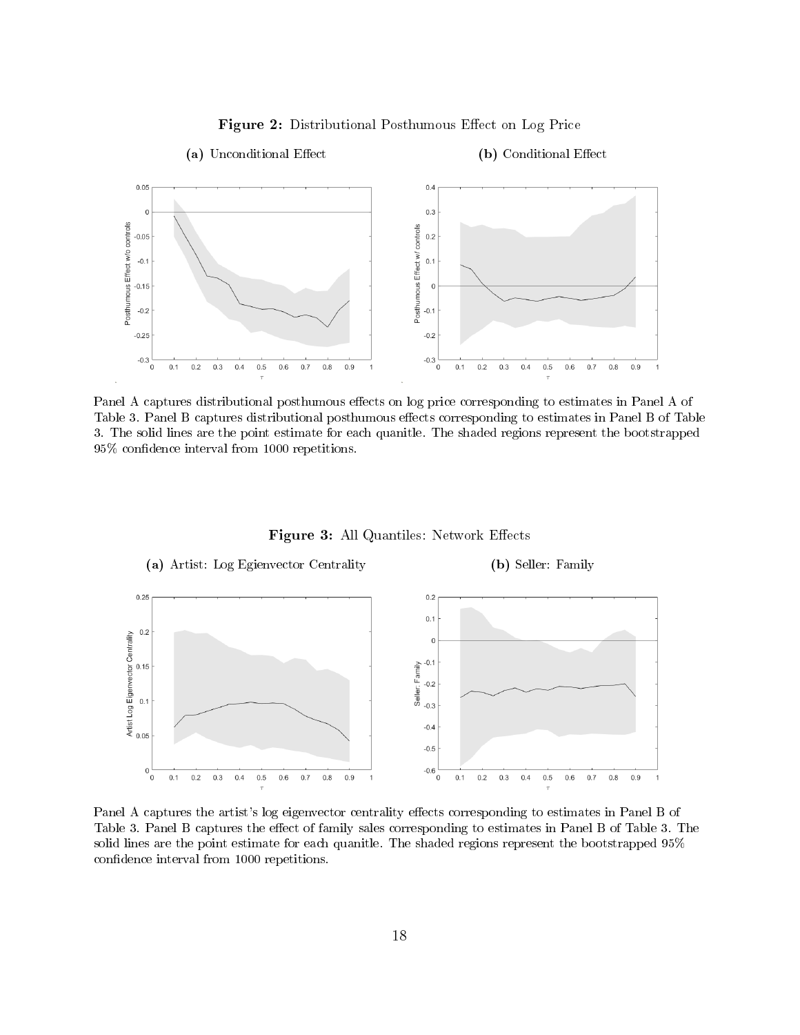**Figure 2:** Distributional Posthumous Effect on Log Price

**(a)** Unconditional Effect

**(b)** Conditional Effect

Panel A captures distributional posthumous effects on log price corresponding to estimates in Panel A of Table 3. Panel B captures distributional posthumous effects corresponding to estimates in Panel B of Table 3. The solid lines are the point estimate for each quanitle. The shaded regions represent the bootstrapped 95% confidence interval from 1000 repetitions.

**Figure 3:** All Quantiles: Network Effects

**(a)** Artist: Log Egienvector Centrality

**(b)** Seller: Family

Panel A captures the artist's log eigenvector centrality effects corresponding to estimates in Panel B of Table 3. Panel B captures the effect of family sales corresponding to estimates in Panel B of Table 3. The solid lines are the point estimate for each quanitle. The shaded regions represent the bootstrapped 95% confidence interval from 1000 repetitions.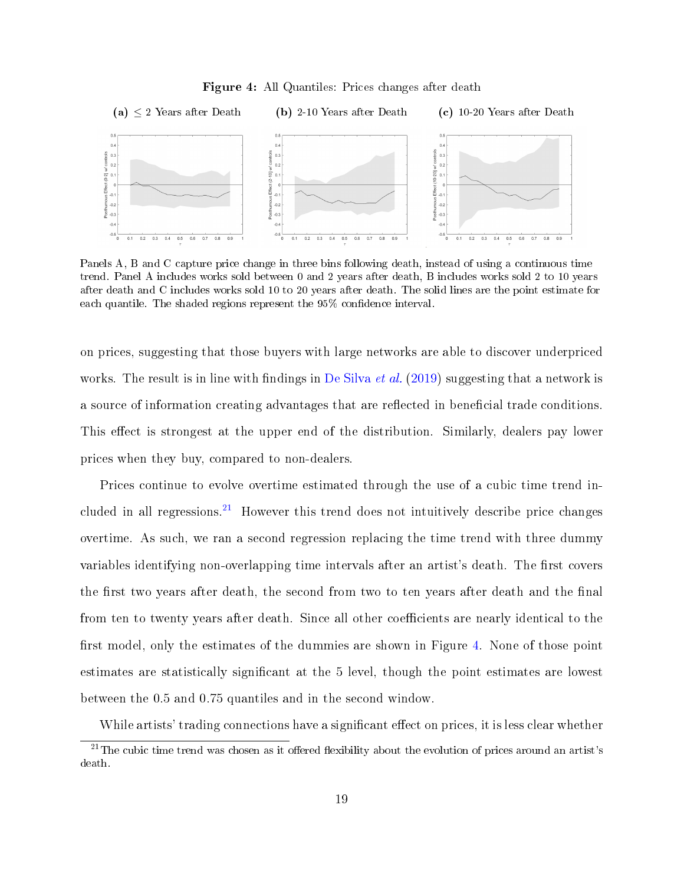**Figure 4:** All Quantiles: Prices changes after death

**(a)** ≤ 2 Years after Death **(b)** 2-10 Years after Death **(c)** 10-20 Years after Death

Panels A, B and C capture price change in three bins following death, instead of using a continuous time trend. Panel A includes works sold between 0 and 2 years after death, B includes works sold 2 to 10 years after death and C includes works sold 10 to 20 years after death. The solid lines are the point estimate for each quantile. The shaded regions represent the 95% confidence interval.

on prices, suggesting that those buyers with large networks are able to discover underpriced works. The result is in line with findings in De Silva *et al.* (2019) suggesting that a network is a source of information creating advantages that are reflected in beneficial trade conditions. This effect is strongest at the upper end of the distribution. Similarly, dealers pay lower prices when they buy, compared to non-dealers.

Prices continue to evolve overtime estimated through the use of a cubic time trend included in all regressions.[21] However this trend does not intuitively describe price changes overtime. As such, we ran a second regression replacing the time trend with three dummy variables identifying non-overlapping time intervals after an artist's death. The first covers the first two years after death, the second from two to ten years after death and the final from ten to twenty years after death. Since all other coefficients are nearly identical to the first model, only the estimates of the dummies are shown in Figure 4. None of those point estimates are statistically significant at the 5 level, though the point estimates are lowest between the 0.5 and 0.75 quantiles and in the second window.

While artists' trading connections have a significant effect on prices, it is less clear whether

[21] The cubic time trend was chosen as it offered flexibility about the evolution of prices around an artist's death.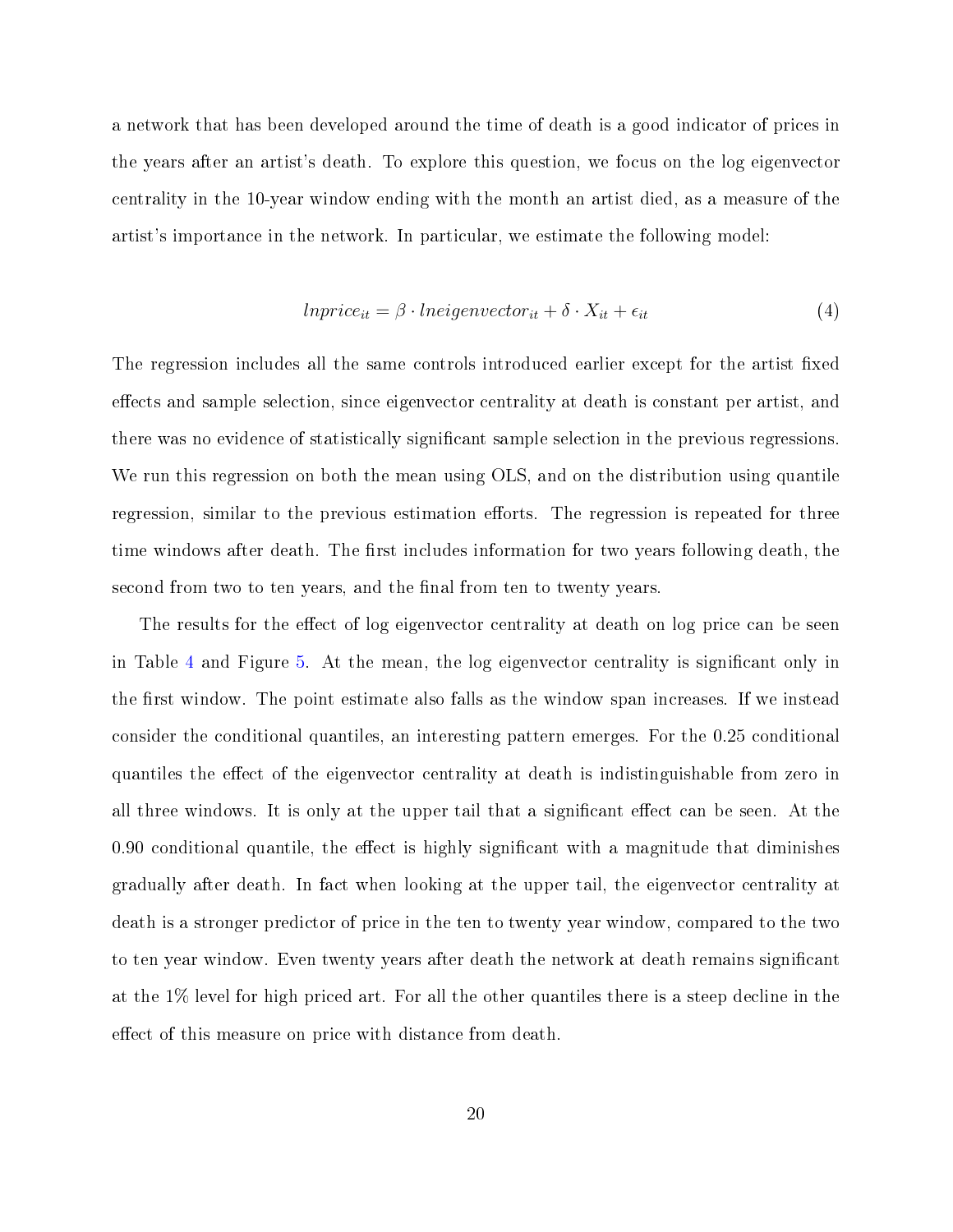a network that has been developed around the time of death is a good indicator of prices in the years after an artist's death. To explore this question, we focus on the log eigenvector centrality in the 10-year window ending with the month an artist died, as a measure of the artist's importance in the network. In particular, we estimate the following model:

$$lnprice_{it} = \beta \cdot lneigenvector_{it} + \delta \cdot X_{it} + \epsilon_{it} \tag{4}$$

The regression includes all the same controls introduced earlier except for the artist fixed effects and sample selection, since eigenvector centrality at death is constant per artist, and there was no evidence of statistically significant sample selection in the previous regressions. We run this regression on both the mean using OLS, and on the distribution using quantile regression, similar to the previous estimation efforts. The regression is repeated for three time windows after death. The first includes information for two years following death, the second from two to ten years, and the final from ten to twenty years.

The results for the effect of log eigenvector centrality at death on log price can be seen in Table 4 and Figure 5. At the mean, the log eigenvector centrality is significant only in the first window. The point estimate also falls as the window span increases. If we instead consider the conditional quantiles, an interesting pattern emerges. For the 0.25 conditional quantiles the effect of the eigenvector centrality at death is indistinguishable from zero in all three windows. It is only at the upper tail that a significant effect can be seen. At the 0.90 conditional quantile, the effect is highly significant with a magnitude that diminishes gradually after death. In fact when looking at the upper tail, the eigenvector centrality at death is a stronger predictor of price in the ten to twenty year window, compared to the two to ten year window. Even twenty years after death the network at death remains significant at the 1% level for high priced art. For all the other quantiles there is a steep decline in the effect of this measure on price with distance from death.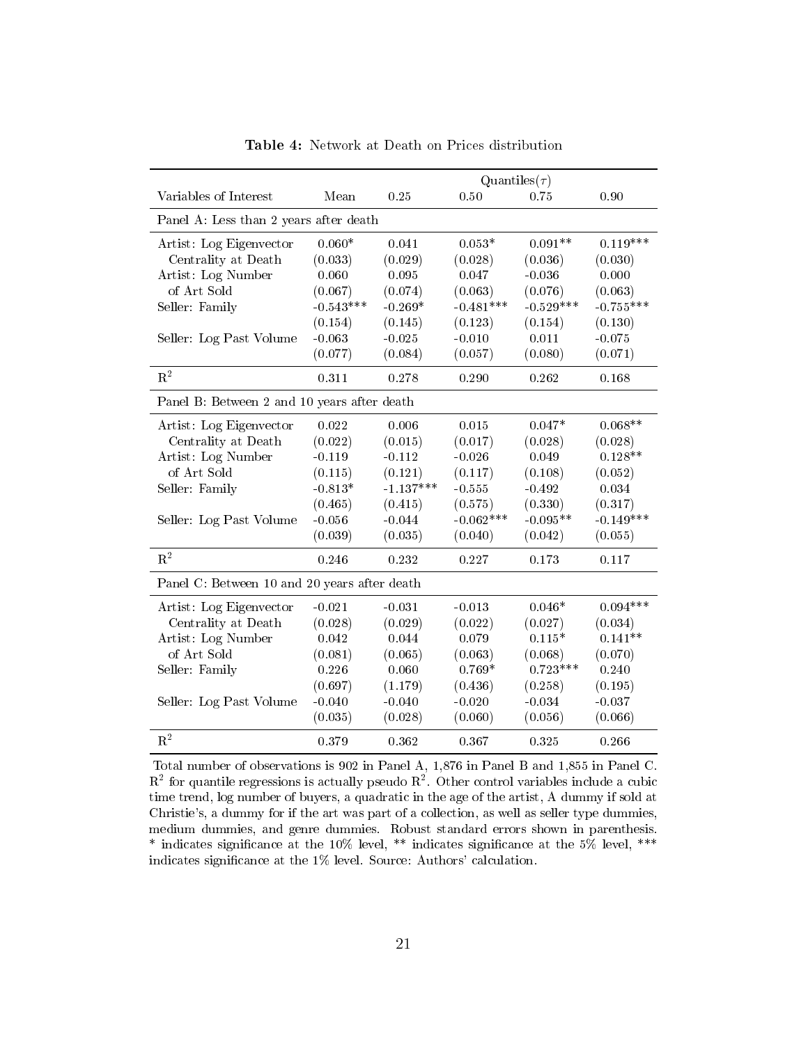**Table 4:** Network at Death on Prices distribution

| | | Quantiles($\tau$) | | | |
|---|---|---|---|---|---|
| Variables of Interest | Mean | 0.25 | 0.50 | 0.75 | 0.90 |
| *Panel A: Less than 2 years after death* | | | | | |
| Artist: Log Eigenvector Centrality at Death | 0.060* | 0.041 | 0.053* | 0.091** | 0.119*** |
| | (0.033) | (0.029) | (0.028) | (0.036) | (0.030) |
| Artist: Log Number of Art Sold | 0.060 | 0.095 | 0.047 | -0.036 | 0.000 |
| | (0.067) | (0.074) | (0.063) | (0.076) | (0.063) |
| Seller: Family | -0.543*** | -0.269* | -0.481*** | -0.529*** | -0.755*** |
| | (0.154) | (0.145) | (0.123) | (0.154) | (0.130) |
| Seller: Log Past Volume | -0.063 | -0.025 | -0.010 | 0.011 | -0.075 |
| | (0.077) | (0.084) | (0.057) | (0.080) | (0.071) |
| $R^2$ | 0.311 | 0.278 | 0.290 | 0.262 | 0.168 |
| *Panel B: Between 2 and 10 years after death* | | | | | |
| Artist: Log Eigenvector Centrality at Death | 0.022 | 0.006 | 0.015 | 0.047* | 0.068** |
| | (0.022) | (0.015) | (0.017) | (0.028) | (0.028) |
| Artist: Log Number of Art Sold | -0.119 | -0.112 | -0.026 | 0.049 | 0.128** |
| | (0.115) | (0.121) | (0.117) | (0.108) | (0.052) |
| Seller: Family | -0.813* | -1.137*** | -0.555 | -0.492 | 0.034 |
| | (0.465) | (0.415) | (0.575) | (0.330) | (0.317) |
| Seller: Log Past Volume | -0.056 | -0.044 | -0.062*** | -0.095** | -0.149*** |
| | (0.039) | (0.035) | (0.040) | (0.042) | (0.055) |
| $R^2$ | 0.246 | 0.232 | 0.227 | 0.173 | 0.117 |
| *Panel C: Between 10 and 20 years after death* | | | | | |
| Artist: Log Eigenvector Centrality at Death | -0.021 | -0.031 | -0.013 | 0.046* | 0.094*** |
| | (0.028) | (0.029) | (0.022) | (0.027) | (0.034) |
| Artist: Log Number of Art Sold | 0.042 | 0.044 | 0.079 | 0.115* | 0.141** |
| | (0.081) | (0.065) | (0.063) | (0.068) | (0.070) |
| Seller: Family | 0.226 | 0.060 | 0.769* | 0.723*** | 0.240 |
| | (0.697) | (1.179) | (0.436) | (0.258) | (0.195) |
| Seller: Log Past Volume | -0.040 | -0.040 | -0.020 | -0.034 | -0.037 |
| | (0.035) | (0.028) | (0.060) | (0.056) | (0.066) |
| $R^2$ | 0.379 | 0.362 | 0.367 | 0.325 | 0.266 |

Total number of observations is 902 in Panel A, 1,876 in Panel B and 1,855 in Panel C. $R^2$ for quantile regressions is actually pseudo $R^2$. Other control variables include a cubic time trend, log number of buyers, a quadratic in the age of the artist, A dummy if sold at Christie's, a dummy for if the art was part of a collection, as well as seller type dummies, medium dummies, and genre dummies. Robust standard errors shown in parenthesis. * indicates significance at the 10% level, ** indicates significance at the 5% level, *** indicates significance at the 1% level. Source: Authors' calculation.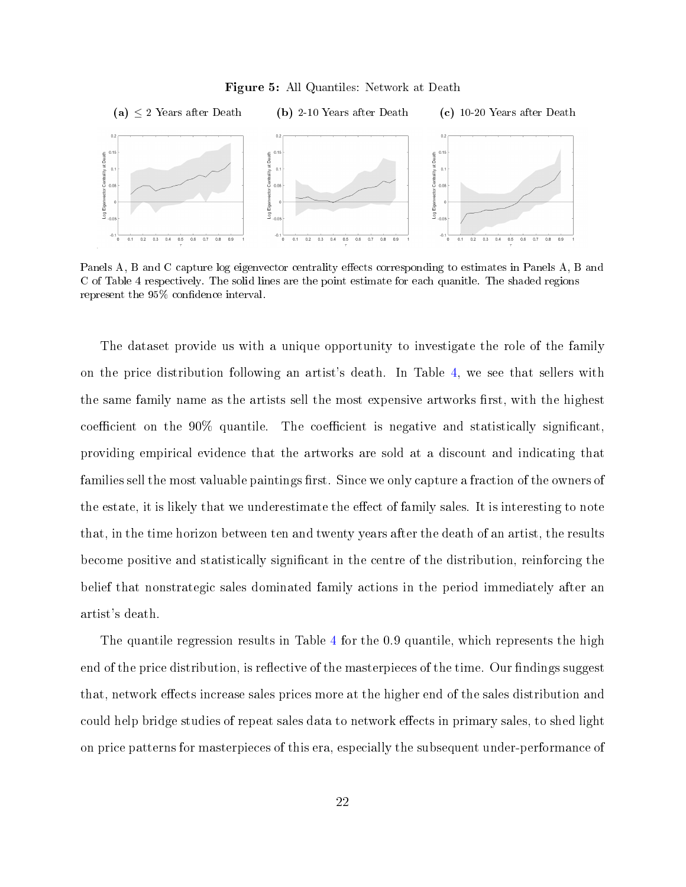**Figure 5:** All Quantiles: Network at Death

**(a)** $\leq 2$ Years after Death **(b)** 2-10 Years after Death **(c)** 10-20 Years after Death

Panels A, B and C capture log eigenvector centrality effects corresponding to estimates in Panels A, B and C of Table 4 respectively. The solid lines are the point estimate for each quanitle. The shaded regions represent the 95% confidence interval.

The dataset provide us with a unique opportunity to investigate the role of the family on the price distribution following an artist's death. In Table 4, we see that sellers with the same family name as the artists sell the most expensive artworks first, with the highest coefficient on the 90% quantile. The coefficient is negative and statistically significant, providing empirical evidence that the artworks are sold at a discount and indicating that families sell the most valuable paintings first. Since we only capture a fraction of the owners of the estate, it is likely that we underestimate the effect of family sales. It is interesting to note that, in the time horizon between ten and twenty years after the death of an artist, the results become positive and statistically significant in the centre of the distribution, reinforcing the belief that nonstrategic sales dominated family actions in the period immediately after an artist's death.

The quantile regression results in Table 4 for the 0.9 quantile, which represents the high end of the price distribution, is reflective of the masterpieces of the time. Our findings suggest that, network effects increase sales prices more at the higher end of the sales distribution and could help bridge studies of repeat sales data to network effects in primary sales, to shed light on price patterns for masterpieces of this era, especially the subsequent under-performance of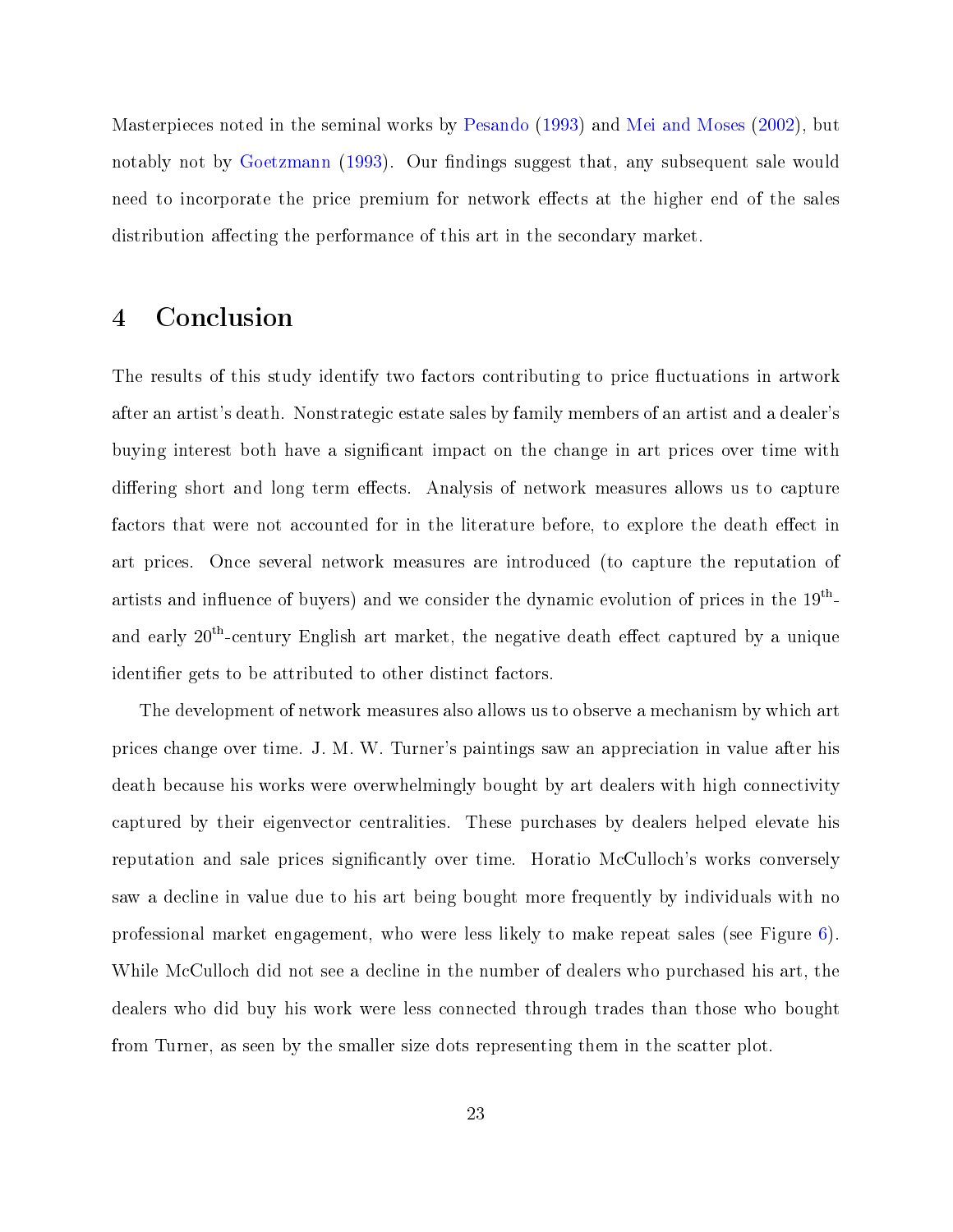Masterpieces noted in the seminal works by Pesando (1993) and Mei and Moses (2002), but notably not by Goetzmann (1993). Our findings suggest that, any subsequent sale would need to incorporate the price premium for network effects at the higher end of the sales distribution affecting the performance of this art in the secondary market.

## 4 Conclusion

The results of this study identify two factors contributing to price fluctuations in artwork after an artist's death. Nonstrategic estate sales by family members of an artist and a dealer's buying interest both have a significant impact on the change in art prices over time with differing short and long term effects. Analysis of network measures allows us to capture factors that were not accounted for in the literature before, to explore the death effect in art prices. Once several network measures are introduced (to capture the reputation of artists and influence of buyers) and we consider the dynamic evolution of prices in the 19$^{\text{th}}$- and early 20$^{\text{th}}$-century English art market, the negative death effect captured by a unique identifier gets to be attributed to other distinct factors.

The development of network measures also allows us to observe a mechanism by which art prices change over time. J. M. W. Turner's paintings saw an appreciation in value after his death because his works were overwhelmingly bought by art dealers with high connectivity captured by their eigenvector centralities. These purchases by dealers helped elevate his reputation and sale prices significantly over time. Horatio McCulloch's works conversely saw a decline in value due to his art being bought more frequently by individuals with no professional market engagement, who were less likely to make repeat sales (see Figure 6). While McCulloch did not see a decline in the number of dealers who purchased his art, the dealers who did buy his work were less connected through trades than those who bought from Turner, as seen by the smaller size dots representing them in the scatter plot.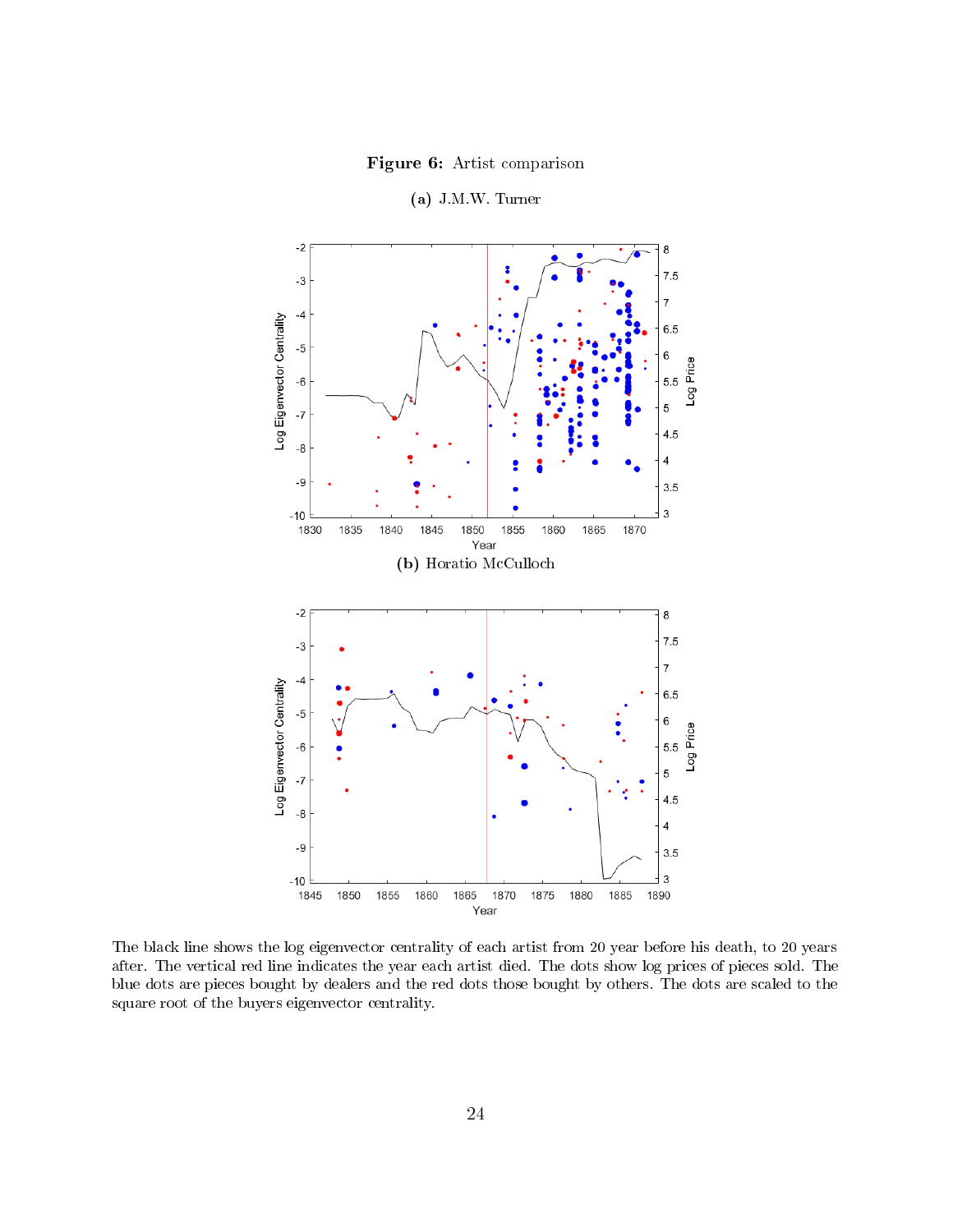**Figure 6:** Artist comparison

**(a)** J.M.W. Turner

**(b)** Horatio McCulloch

The black line shows the log eigenvector centrality of each artist from 20 year before his death, to 20 years after. The vertical red line indicates the year each artist died. The dots show log prices of pieces sold. The blue dots are pieces bought by dealers and the red dots those bought by others. The dots are scaled to the square root of the buyers eigenvector centrality.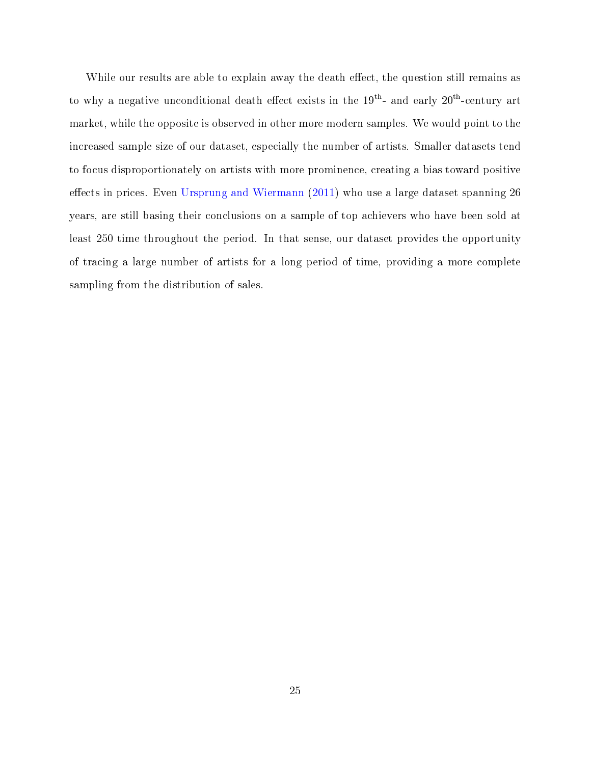While our results are able to explain away the death effect, the question still remains as to why a negative unconditional death effect exists in the $19^{\text{th}}$- and early $20^{\text{th}}$-century art market, while the opposite is observed in other more modern samples. We would point to the increased sample size of our dataset, especially the number of artists. Smaller datasets tend to focus disproportionately on artists with more prominence, creating a bias toward positive effects in prices. Even Ursprung and Wiermann (2011) who use a large dataset spanning 26 years, are still basing their conclusions on a sample of top achievers who have been sold at least 250 time throughout the period. In that sense, our dataset provides the opportunity of tracing a large number of artists for a long period of time, providing a more complete sampling from the distribution of sales.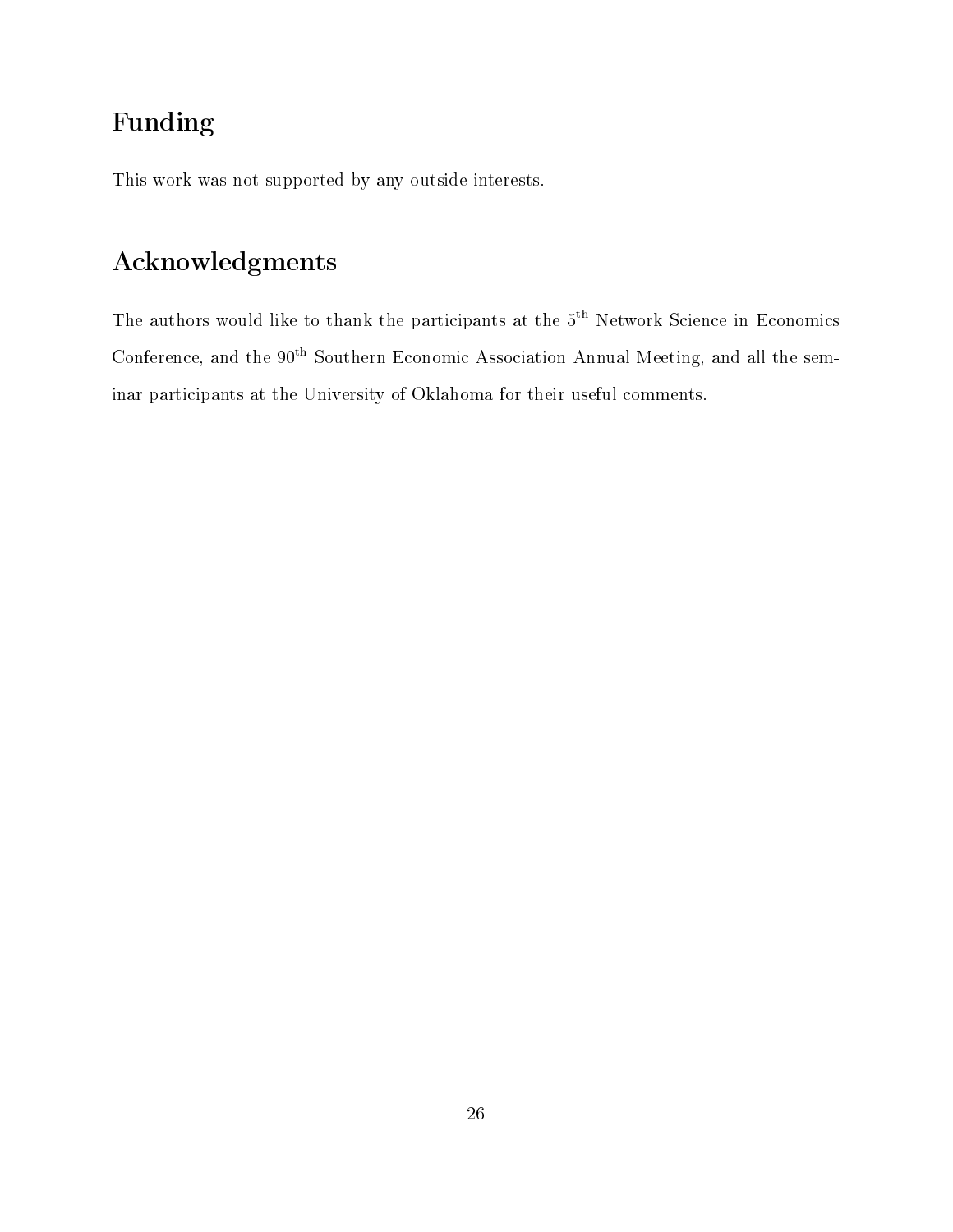## Funding

This work was not supported by any outside interests.

## Acknowledgments

The authors would like to thank the participants at the $5^{\text{th}}$ Network Science in Economics Conference, and the $90^{\text{th}}$ Southern Economic Association Annual Meeting, and all the seminar participants at the University of Oklahoma for their useful comments.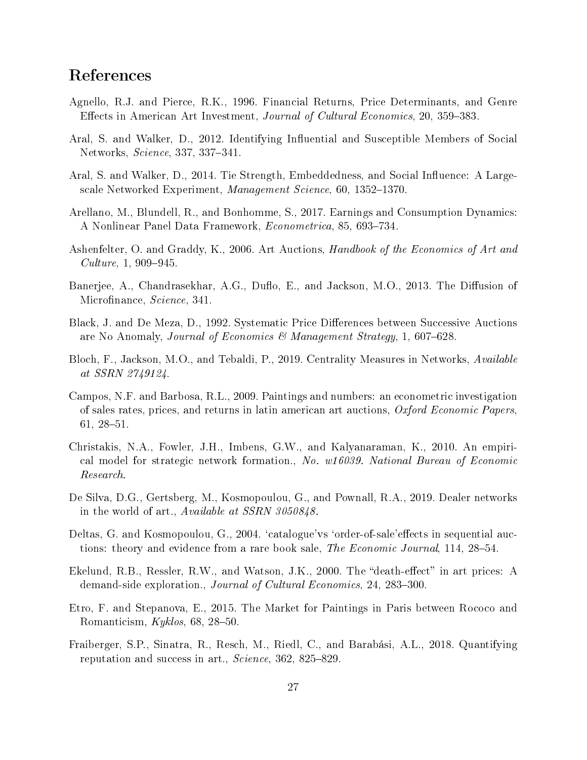# References

Agnello, R.J. and Pierce, R.K., 1996. Financial Returns, Price Determinants, and Genre Effects in American Art Investment, *Journal of Cultural Economics*, 20, 359–383.

Aral, S. and Walker, D., 2012. Identifying Influential and Susceptible Members of Social Networks, *Science*, 337, 337–341.

Aral, S. and Walker, D., 2014. Tie Strength, Embeddedness, and Social Influence: A Large-scale Networked Experiment, *Management Science*, 60, 1352–1370.

Arellano, M., Blundell, R., and Bonhomme, S., 2017. Earnings and Consumption Dynamics: A Nonlinear Panel Data Framework, *Econometrica*, 85, 693–734.

Ashenfelter, O. and Graddy, K., 2006. Art Auctions, *Handbook of the Economics of Art and Culture*, 1, 909–945.

Banerjee, A., Chandrasekhar, A.G., Duflo, E., and Jackson, M.O., 2013. The Diffusion of Microfinance, *Science*, 341.

Black, J. and De Meza, D., 1992. Systematic Price Differences between Successive Auctions are No Anomaly, *Journal of Economics & Management Strategy*, 1, 607–628.

Bloch, F., Jackson, M.O., and Tebaldi, P., 2019. Centrality Measures in Networks, *Available at SSRN 2749124*.

Campos, N.F. and Barbosa, R.L., 2009. Paintings and numbers: an econometric investigation of sales rates, prices, and returns in latin american art auctions, *Oxford Economic Papers*, 61, 28–51.

Christakis, N.A., Fowler, J.H., Imbens, G.W., and Kalyanaraman, K., 2010. An empirical model for strategic network formation., *No. w16039. National Bureau of Economic Research*.

De Silva, D.G., Gertsberg, M., Kosmopoulou, G., and Pownall, R.A., 2019. Dealer networks in the world of art., *Available at SSRN 3050848*.

Deltas, G. and Kosmopoulou, G., 2004. 'catalogue'vs 'order-of-sale'effects in sequential auctions: theory and evidence from a rare book sale, *The Economic Journal*, 114, 28–54.

Ekelund, R.B., Ressler, R.W., and Watson, J.K., 2000. The "death-effect" in art prices: A demand-side exploration., *Journal of Cultural Economics*, 24, 283–300.

Etro, F. and Stepanova, E., 2015. The Market for Paintings in Paris between Rococo and Romanticism, *Kyklos*, 68, 28–50.

Fraiberger, S.P., Sinatra, R., Resch, M., Riedl, C., and Barabási, A.L., 2018. Quantifying reputation and success in art., *Science*, 362, 825–829.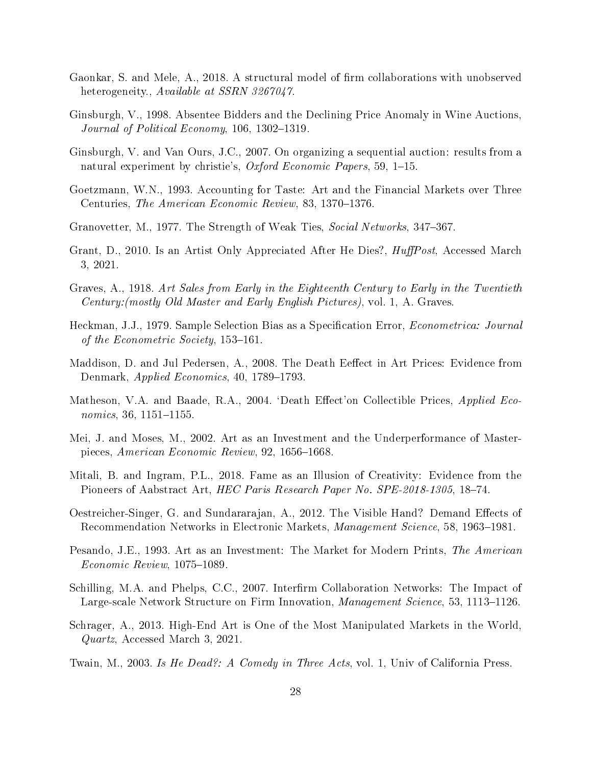Gaonkar, S. and Mele, A., 2018. A structural model of firm collaborations with unobserved heterogeneity., *Available at SSRN 3267047*.

Ginsburgh, V., 1998. Absentee Bidders and the Declining Price Anomaly in Wine Auctions, *Journal of Political Economy*, 106, 1302–1319.

Ginsburgh, V. and Van Ours, J.C., 2007. On organizing a sequential auction: results from a natural experiment by christie's, *Oxford Economic Papers*, 59, 1–15.

Goetzmann, W.N., 1993. Accounting for Taste: Art and the Financial Markets over Three Centuries, *The American Economic Review*, 83, 1370–1376.

Granovetter, M., 1977. The Strength of Weak Ties, *Social Networks*, 347–367.

Grant, D., 2010. Is an Artist Only Appreciated After He Dies?, *HuffPost*, Accessed March 3, 2021.

Graves, A., 1918. *Art Sales from Early in the Eighteenth Century to Early in the Twentieth Century:(mostly Old Master and Early English Pictures)*, vol. 1, A. Graves.

Heckman, J.J., 1979. Sample Selection Bias as a Specification Error, *Econometrica: Journal of the Econometric Society*, 153–161.

Maddison, D. and Jul Pedersen, A., 2008. The Death Eeffect in Art Prices: Evidence from Denmark, *Applied Economics*, 40, 1789–1793.

Matheson, V.A. and Baade, R.A., 2004. 'Death Effect'on Collectible Prices, *Applied Economics*, 36, 1151–1155.

Mei, J. and Moses, M., 2002. Art as an Investment and the Underperformance of Masterpieces, *American Economic Review*, 92, 1656–1668.

Mitali, B. and Ingram, P.L., 2018. Fame as an Illusion of Creativity: Evidence from the Pioneers of Aabstract Art, *HEC Paris Research Paper No. SPE-2018-1305*, 18–74.

Oestreicher-Singer, G. and Sundararajan, A., 2012. The Visible Hand? Demand Effects of Recommendation Networks in Electronic Markets, *Management Science*, 58, 1963–1981.

Pesando, J.E., 1993. Art as an Investment: The Market for Modern Prints, *The American Economic Review*, 1075–1089.

Schilling, M.A. and Phelps, C.C., 2007. Interfirm Collaboration Networks: The Impact of Large-scale Network Structure on Firm Innovation, *Management Science*, 53, 1113–1126.

Schrager, A., 2013. High-End Art is One of the Most Manipulated Markets in the World, *Quartz*, Accessed March 3, 2021.

Twain, M., 2003. *Is He Dead?: A Comedy in Three Acts*, vol. 1, Univ of California Press.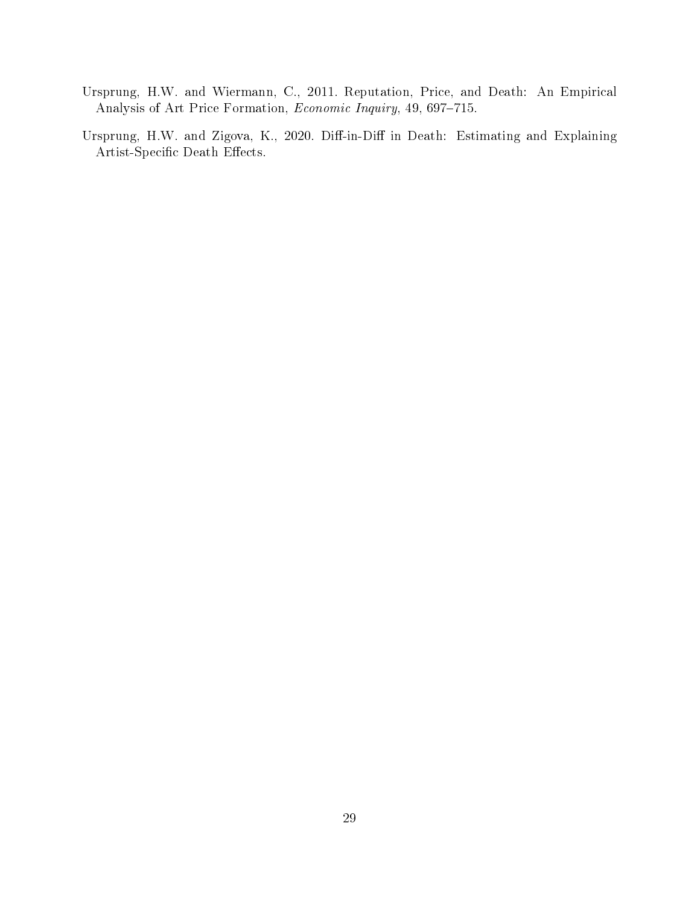Ursprung, H.W. and Wiermann, C., 2011. Reputation, Price, and Death: An Empirical Analysis of Art Price Formation, *Economic Inquiry*, 49, 697–715.

Ursprung, H.W. and Zigova, K., 2020. Diff-in-Diff in Death: Estimating and Explaining Artist-Specific Death Effects.